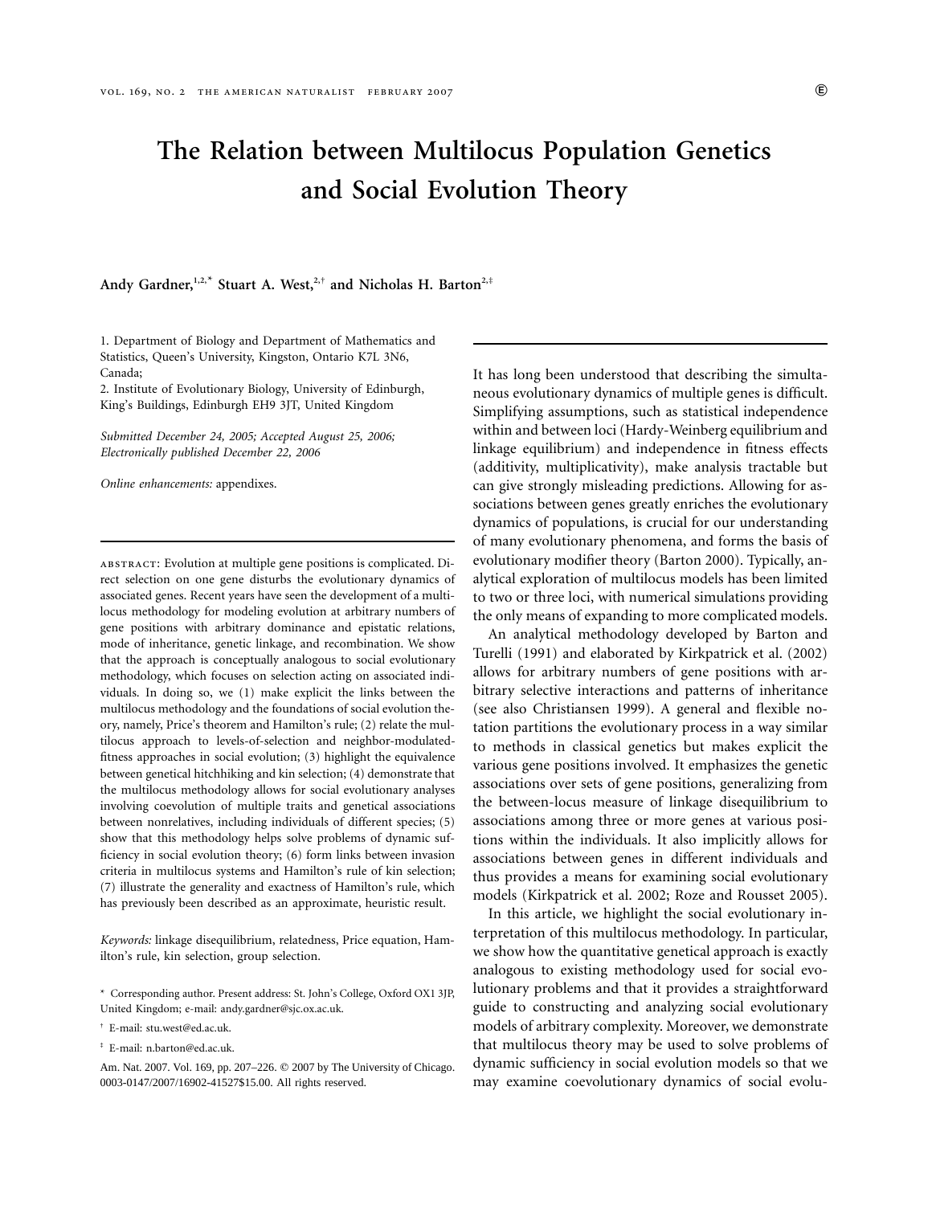# The Relation between Multilocus Population Genetics and Social Evolution Theory

**Andy Gardner,[1,2,*] Stuart A. West,[2,†] and Nicholas H. Barton[2,‡]**

1. Department of Biology and Department of Mathematics and Statistics, Queen's University, Kingston, Ontario K7L 3N6, Canada;
2. Institute of Evolutionary Biology, University of Edinburgh, King's Buildings, Edinburgh EH9 3JT, United Kingdom

*Submitted December 24, 2005; Accepted August 25, 2006; Electronically published December 22, 2006*

*Online enhancements:* appendixes.

abstract: Evolution at multiple gene positions is complicated. Direct selection on one gene disturbs the evolutionary dynamics of associated genes. Recent years have seen the development of a multilocus methodology for modeling evolution at arbitrary numbers of gene positions with arbitrary dominance and epistatic relations, mode of inheritance, genetic linkage, and recombination. We show that the approach is conceptually analogous to social evolutionary methodology, which focuses on selection acting on associated individuals. In doing so, we (1) make explicit the links between the multilocus methodology and the foundations of social evolution theory, namely, Price's theorem and Hamilton's rule; (2) relate the multilocus approach to levels-of-selection and neighbor-modulated-fitness approaches in social evolution; (3) highlight the equivalence between genetical hitchhiking and kin selection; (4) demonstrate that the multilocus methodology allows for social evolutionary analyses involving coevolution of multiple traits and genetical associations between nonrelatives, including individuals of different species; (5) show that this methodology helps solve problems of dynamic sufficiency in social evolution theory; (6) form links between invasion criteria in multilocus systems and Hamilton's rule of kin selection; (7) illustrate the generality and exactness of Hamilton's rule, which has previously been described as an approximate, heuristic result.

*Keywords:* linkage disequilibrium, relatedness, Price equation, Hamilton's rule, kin selection, group selection.

\* Corresponding author. Present address: St. John's College, Oxford OX1 3JP, United Kingdom; e-mail: andy.gardner@sjc.ox.ac.uk.

† E-mail: stu.west@ed.ac.uk.

‡ E-mail: n.barton@ed.ac.uk.

Am. Nat. 2007. Vol. 169, pp. 207–226. © 2007 by The University of Chicago. 0003-0147/2007/16902-41527$15.00. All rights reserved.

It has long been understood that describing the simultaneous evolutionary dynamics of multiple genes is difficult. Simplifying assumptions, such as statistical independence within and between loci (Hardy-Weinberg equilibrium and linkage equilibrium) and independence in fitness effects (additivity, multiplicativity), make analysis tractable but can give strongly misleading predictions. Allowing for associations between genes greatly enriches the evolutionary dynamics of populations, is crucial for our understanding of many evolutionary phenomena, and forms the basis of evolutionary modifier theory (Barton 2000). Typically, analytical exploration of multilocus models has been limited to two or three loci, with numerical simulations providing the only means of expanding to more complicated models.

An analytical methodology developed by Barton and Turelli (1991) and elaborated by Kirkpatrick et al. (2002) allows for arbitrary numbers of gene positions with arbitrary selective interactions and patterns of inheritance (see also Christiansen 1999). A general and flexible notation partitions the evolutionary process in a way similar to methods in classical genetics but makes explicit the various gene positions involved. It emphasizes the genetic associations over sets of gene positions, generalizing from the between-locus measure of linkage disequilibrium to associations among three or more genes at various positions within the individuals. It also implicitly allows for associations between genes in different individuals and thus provides a means for examining social evolutionary models (Kirkpatrick et al. 2002; Roze and Rousset 2005).

In this article, we highlight the social evolutionary interpretation of this multilocus methodology. In particular, we show how the quantitative genetical approach is exactly analogous to existing methodology used for social evolutionary problems and that it provides a straightforward guide to constructing and analyzing social evolutionary models of arbitrary complexity. Moreover, we demonstrate that multilocus theory may be used to solve problems of dynamic sufficiency in social evolution models so that we may examine coevolutionary dynamics of social evolu-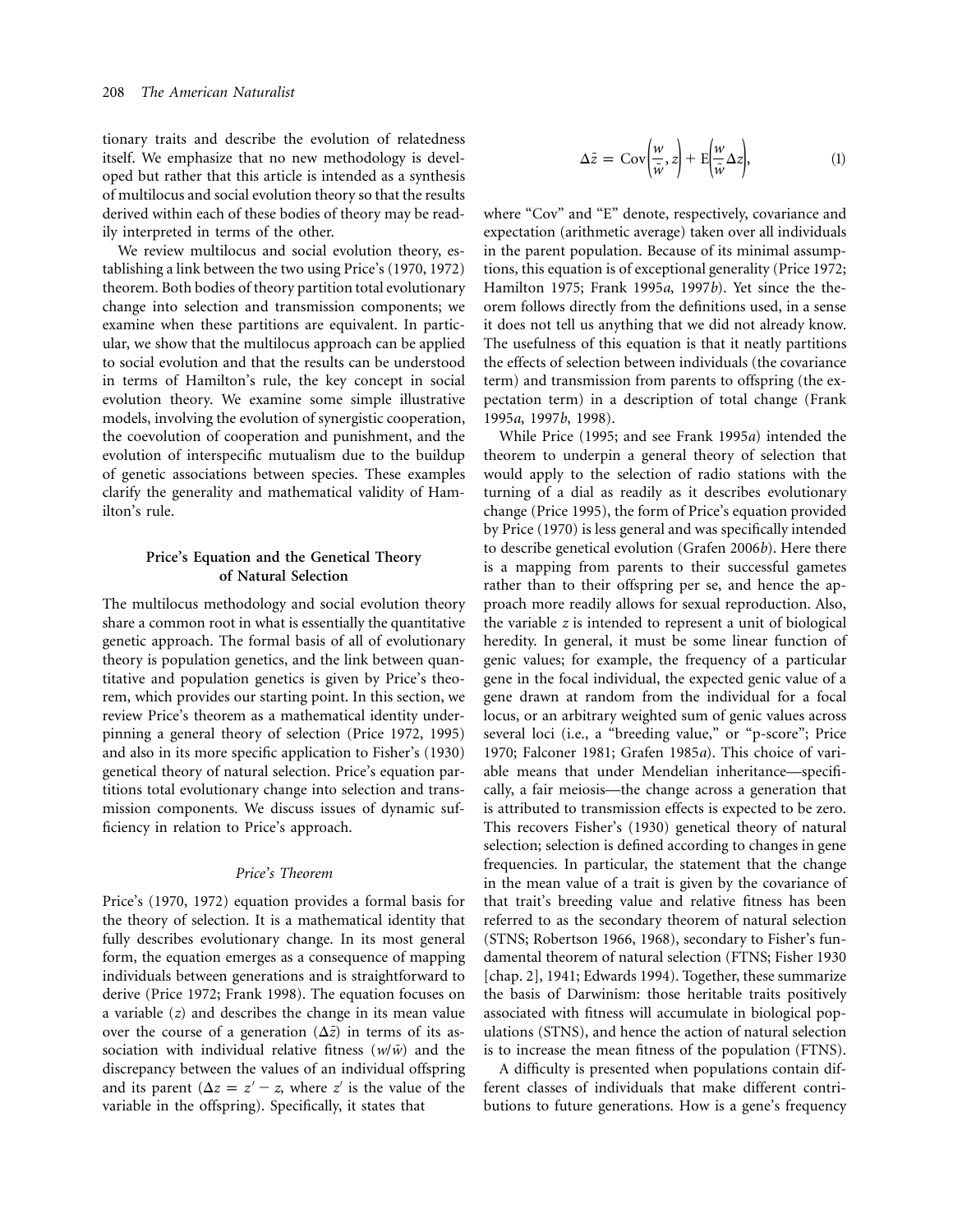tionary traits and describe the evolution of relatedness itself. We emphasize that no new methodology is developed but rather that this article is intended as a synthesis of multilocus and social evolution theory so that the results derived within each of these bodies of theory may be readily interpreted in terms of the other.

We review multilocus and social evolution theory, establishing a link between the two using Price's (1970, 1972) theorem. Both bodies of theory partition total evolutionary change into selection and transmission components; we examine when these partitions are equivalent. In particular, we show that the multilocus approach can be applied to social evolution and that the results can be understood in terms of Hamilton's rule, the key concept in social evolution theory. We examine some simple illustrative models, involving the evolution of synergistic cooperation, the coevolution of cooperation and punishment, and the evolution of interspecific mutualism due to the buildup of genetic associations between species. These examples clarify the generality and mathematical validity of Hamilton's rule.

## Price's Equation and the Genetical Theory of Natural Selection

The multilocus methodology and social evolution theory share a common root in what is essentially the quantitative genetic approach. The formal basis of all of evolutionary theory is population genetics, and the link between quantitative and population genetics is given by Price's theorem, which provides our starting point. In this section, we review Price's theorem as a mathematical identity underpinning a general theory of selection (Price 1972, 1995) and also in its more specific application to Fisher's (1930) genetical theory of natural selection. Price's equation partitions total evolutionary change into selection and transmission components. We discuss issues of dynamic sufficiency in relation to Price's approach.

### *Price's Theorem*

Price's (1970, 1972) equation provides a formal basis for the theory of selection. It is a mathematical identity that fully describes evolutionary change. In its most general form, the equation emerges as a consequence of mapping individuals between generations and is straightforward to derive (Price 1972; Frank 1998). The equation focuses on a variable ($z$) and describes the change in its mean value over the course of a generation ($\Delta\bar{z}$) in terms of its association with individual relative fitness ($w/\bar{w}$) and the discrepancy between the values of an individual offspring and its parent ($\Delta z = z' - z$, where $z'$ is the value of the variable in the offspring). Specifically, it states that

$$\Delta\bar{z} = \mathrm{Cov}\left(\frac{w}{\bar{w}}, z\right) + \mathrm{E}\left(\frac{w}{\bar{w}}\Delta z\right), \tag{1}$$

where "Cov" and "E" denote, respectively, covariance and expectation (arithmetic average) taken over all individuals in the parent population. Because of its minimal assumptions, this equation is of exceptional generality (Price 1972; Hamilton 1975; Frank 1995*a*, 1997*b*). Yet since the theorem follows directly from the definitions used, in a sense it does not tell us anything that we did not already know. The usefulness of this equation is that it neatly partitions the effects of selection between individuals (the covariance term) and transmission from parents to offspring (the expectation term) in a description of total change (Frank 1995*a*, 1997*b*, 1998).

While Price (1995; and see Frank 1995*a*) intended the theorem to underpin a general theory of selection that would apply to the selection of radio stations with the turning of a dial as readily as it describes evolutionary change (Price 1995), the form of Price's equation provided by Price (1970) is less general and was specifically intended to describe genetical evolution (Grafen 2006*b*). Here there is a mapping from parents to their successful gametes rather than to their offspring per se, and hence the approach more readily allows for sexual reproduction. Also, the variable $z$ is intended to represent a unit of biological heredity. In general, it must be some linear function of genic values; for example, the frequency of a particular gene in the focal individual, the expected genic value of a gene drawn at random from the individual for a focal locus, or an arbitrary weighted sum of genic values across several loci (i.e., a "breeding value," or "p-score"; Price 1970; Falconer 1981; Grafen 1985*a*). This choice of variable means that under Mendelian inheritance—specifically, a fair meiosis—the change across a generation that is attributed to transmission effects is expected to be zero. This recovers Fisher's (1930) genetical theory of natural selection; selection is defined according to changes in gene frequencies. In particular, the statement that the change in the mean value of a trait is given by the covariance of that trait's breeding value and relative fitness has been referred to as the secondary theorem of natural selection (STNS; Robertson 1966, 1968), secondary to Fisher's fundamental theorem of natural selection (FTNS; Fisher 1930 [chap. 2], 1941; Edwards 1994). Together, these summarize the basis of Darwinism: those heritable traits positively associated with fitness will accumulate in biological populations (STNS), and hence the action of natural selection is to increase the mean fitness of the population (FTNS).

A difficulty is presented when populations contain different classes of individuals that make different contributions to future generations. How is a gene's frequency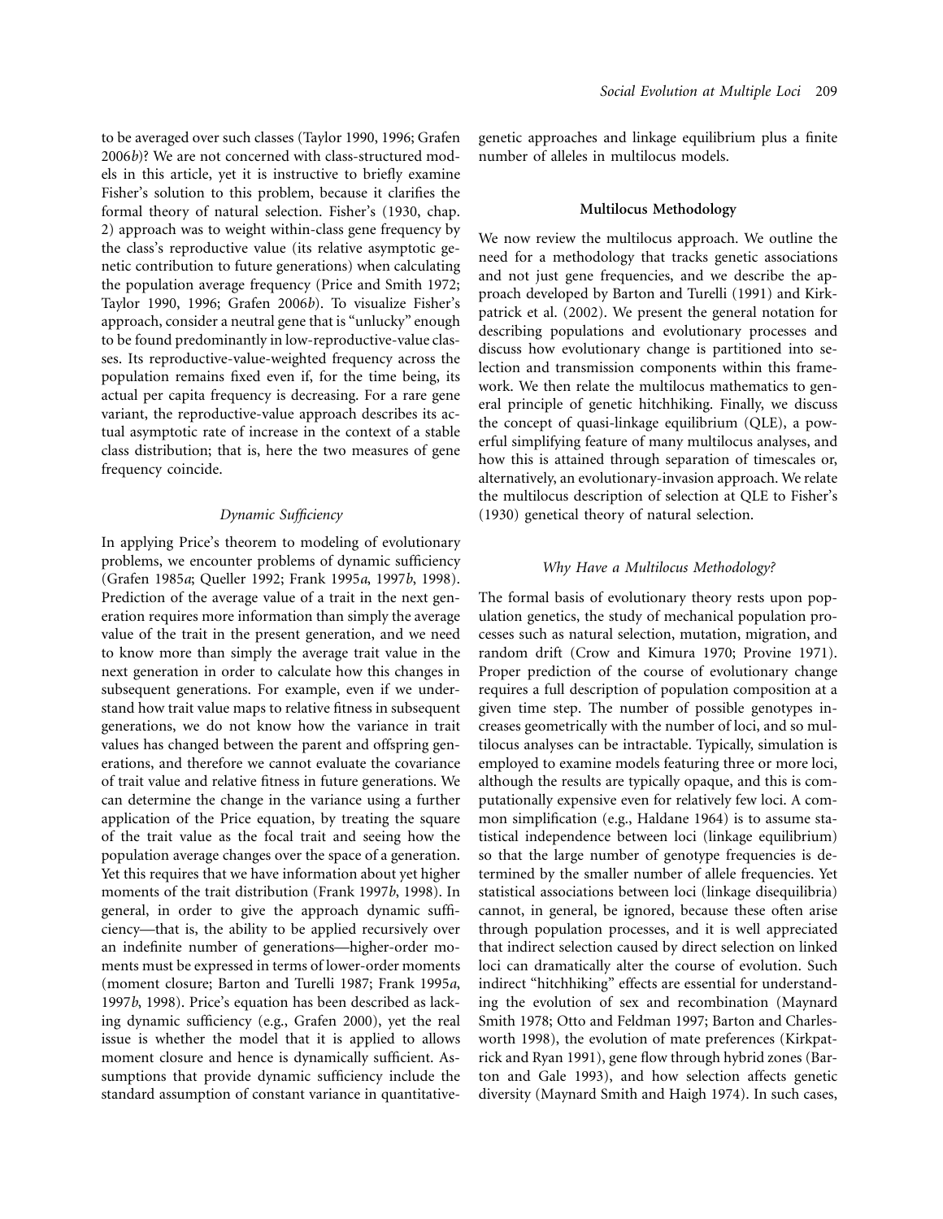to be averaged over such classes (Taylor 1990, 1996; Grafen 2006*b*)? We are not concerned with class-structured models in this article, yet it is instructive to briefly examine Fisher's solution to this problem, because it clarifies the formal theory of natural selection. Fisher's (1930, chap. 2) approach was to weight within-class gene frequency by the class's reproductive value (its relative asymptotic genetic contribution to future generations) when calculating the population average frequency (Price and Smith 1972; Taylor 1990, 1996; Grafen 2006*b*). To visualize Fisher's approach, consider a neutral gene that is "unlucky" enough to be found predominantly in low-reproductive-value classes. Its reproductive-value-weighted frequency across the population remains fixed even if, for the time being, its actual per capita frequency is decreasing. For a rare gene variant, the reproductive-value approach describes its actual asymptotic rate of increase in the context of a stable class distribution; that is, here the two measures of gene frequency coincide.

### *Dynamic Sufficiency*

In applying Price's theorem to modeling of evolutionary problems, we encounter problems of dynamic sufficiency (Grafen 1985*a*; Queller 1992; Frank 1995*a*, 1997*b*, 1998). Prediction of the average value of a trait in the next generation requires more information than simply the average value of the trait in the present generation, and we need to know more than simply the average trait value in the next generation in order to calculate how this changes in subsequent generations. For example, even if we understand how trait value maps to relative fitness in subsequent generations, we do not know how the variance in trait values has changed between the parent and offspring generations, and therefore we cannot evaluate the covariance of trait value and relative fitness in future generations. We can determine the change in the variance using a further application of the Price equation, by treating the square of the trait value as the focal trait and seeing how the population average changes over the space of a generation. Yet this requires that we have information about yet higher moments of the trait distribution (Frank 1997*b*, 1998). In general, in order to give the approach dynamic sufficiency—that is, the ability to be applied recursively over an indefinite number of generations—higher-order moments must be expressed in terms of lower-order moments (moment closure; Barton and Turelli 1987; Frank 1995*a*, 1997*b*, 1998). Price's equation has been described as lacking dynamic sufficiency (e.g., Grafen 2000), yet the real issue is whether the model that it is applied to allows moment closure and hence is dynamically sufficient. Assumptions that provide dynamic sufficiency include the standard assumption of constant variance in quantitative-genetic approaches and linkage equilibrium plus a finite number of alleles in multilocus models.

## Multilocus Methodology

We now review the multilocus approach. We outline the need for a methodology that tracks genetic associations and not just gene frequencies, and we describe the approach developed by Barton and Turelli (1991) and Kirkpatrick et al. (2002). We present the general notation for describing populations and evolutionary processes and discuss how evolutionary change is partitioned into selection and transmission components within this framework. We then relate the multilocus mathematics to general principle of genetic hitchhiking. Finally, we discuss the concept of quasi-linkage equilibrium (QLE), a powerful simplifying feature of many multilocus analyses, and how this is attained through separation of timescales or, alternatively, an evolutionary-invasion approach. We relate the multilocus description of selection at QLE to Fisher's (1930) genetical theory of natural selection.

### *Why Have a Multilocus Methodology?*

The formal basis of evolutionary theory rests upon population genetics, the study of mechanical population processes such as natural selection, mutation, migration, and random drift (Crow and Kimura 1970; Provine 1971). Proper prediction of the course of evolutionary change requires a full description of population composition at a given time step. The number of possible genotypes increases geometrically with the number of loci, and so multilocus analyses can be intractable. Typically, simulation is employed to examine models featuring three or more loci, although the results are typically opaque, and this is computationally expensive even for relatively few loci. A common simplification (e.g., Haldane 1964) is to assume statistical independence between loci (linkage equilibrium) so that the large number of genotype frequencies is determined by the smaller number of allele frequencies. Yet statistical associations between loci (linkage disequilibria) cannot, in general, be ignored, because these often arise through population processes, and it is well appreciated that indirect selection caused by direct selection on linked loci can dramatically alter the course of evolution. Such indirect "hitchhiking" effects are essential for understanding the evolution of sex and recombination (Maynard Smith 1978; Otto and Feldman 1997; Barton and Charlesworth 1998), the evolution of mate preferences (Kirkpatrick and Ryan 1991), gene flow through hybrid zones (Barton and Gale 1993), and how selection affects genetic diversity (Maynard Smith and Haigh 1974). In such cases,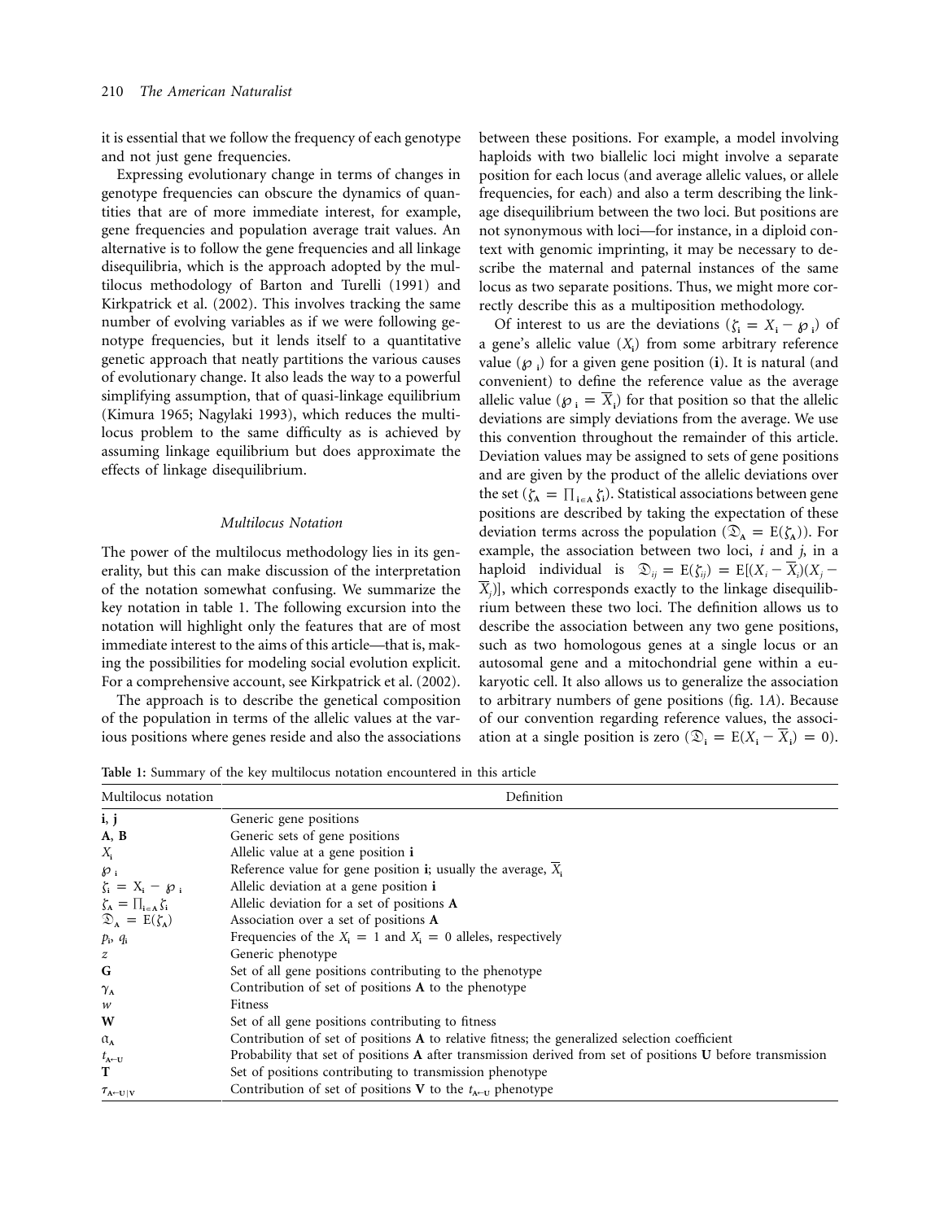it is essential that we follow the frequency of each genotype and not just gene frequencies.

Expressing evolutionary change in terms of changes in genotype frequencies can obscure the dynamics of quantities that are of more immediate interest, for example, gene frequencies and population average trait values. An alternative is to follow the gene frequencies and all linkage disequilibria, which is the approach adopted by the multilocus methodology of Barton and Turelli (1991) and Kirkpatrick et al. (2002). This involves tracking the same number of evolving variables as if we were following genotype frequencies, but it lends itself to a quantitative genetic approach that neatly partitions the various causes of evolutionary change. It also leads the way to a powerful simplifying assumption, that of quasi-linkage equilibrium (Kimura 1965; Nagylaki 1993), which reduces the multilocus problem to the same difficulty as is achieved by assuming linkage equilibrium but does approximate the effects of linkage disequilibrium.

### *Multilocus Notation*

The power of the multilocus methodology lies in its generality, but this can make discussion of the interpretation of the notation somewhat confusing. We summarize the key notation in table 1. The following excursion into the notation will highlight only the features that are of most immediate interest to the aims of this article—that is, making the possibilities for modeling social evolution explicit. For a comprehensive account, see Kirkpatrick et al. (2002).

The approach is to describe the genetical composition of the population in terms of the allelic values at the various positions where genes reside and also the associations between these positions. For example, a model involving haploids with two biallelic loci might involve a separate position for each locus (and average allelic values, or allele frequencies, for each) and also a term describing the linkage disequilibrium between the two loci. But positions are not synonymous with loci—for instance, in a diploid context with genomic imprinting, it may be necessary to describe the maternal and paternal instances of the same locus as two separate positions. Thus, we might more correctly describe this as a multiposition methodology.

Of interest to us are the deviations ($\zeta_\mathbf{i} = X_\mathbf{i} - \wp_\mathbf{i}$) of a gene's allelic value ($X_\mathbf{i}$) from some arbitrary reference value ($\wp_\mathbf{i}$) for a given gene position ($\mathbf{i}$). It is natural (and convenient) to define the reference value as the average allelic value ($\wp_\mathbf{i} = \overline{X}_\mathbf{i}$) for that position so that the allelic deviations are simply deviations from the average. We use this convention throughout the remainder of this article. Deviation values may be assigned to sets of gene positions and are given by the product of the allelic deviations over the set ($\zeta_\mathbf{A} = \prod_{\mathbf{i}\in\mathbf{A}} \zeta_\mathbf{i}$). Statistical associations between gene positions are described by taking the expectation of these deviation terms across the population ($\mathfrak{D}_\mathbf{A} = \mathrm{E}(\zeta_\mathbf{A})$). For example, the association between two loci, $i$ and $j$, in a haploid individual is $\mathfrak{D}_{ij} = \mathrm{E}(\zeta_{ij}) = \mathrm{E}[(X_i - \overline{X}_i)(X_j - \overline{X}_j)]$, which corresponds exactly to the linkage disequilibrium between these two loci. The definition allows us to describe the association between any two gene positions, such as two homologous genes at a single locus or an autosomal gene and a mitochondrial gene within a eukaryotic cell. It also allows us to generalize the association to arbitrary numbers of gene positions (fig. 1*A*). Because of our convention regarding reference values, the association at a single position is zero ($\mathfrak{D}_\mathbf{i} = \mathrm{E}(X_\mathbf{i} - \overline{X}_\mathbf{i}) = 0$).

**Table 1:** Summary of the key multilocus notation encountered in this article

| Multilocus notation | Definition |
| --- | --- |
| $\mathbf{i}$, $\mathbf{j}$ | Generic gene positions |
| $\mathbf{A}$, $\mathbf{B}$ | Generic sets of gene positions |
| $X_\mathbf{i}$ | Allelic value at a gene position $\mathbf{i}$ |
| $\wp_\mathbf{i}$ | Reference value for gene position $\mathbf{i}$; usually the average, $\overline{X}_\mathbf{i}$ |
| $\zeta_\mathbf{i} = X_\mathbf{i} - \wp_\mathbf{i}$ | Allelic deviation at a gene position $\mathbf{i}$ |
| $\zeta_\mathbf{A} = \prod_{\mathbf{i}\in\mathbf{A}} \zeta_\mathbf{i}$ | Allelic deviation for a set of positions $\mathbf{A}$ |
| $\mathfrak{D}_\mathbf{A} = \mathrm{E}(\zeta_\mathbf{A})$ | Association over a set of positions $\mathbf{A}$ |
| $p_\mathbf{i}$, $q_\mathbf{i}$ | Frequencies of the $X_\mathbf{i} = 1$ and $X_\mathbf{i} = 0$ alleles, respectively |
| $z$ | Generic phenotype |
| $\mathbf{G}$ | Set of all gene positions contributing to the phenotype |
| $\gamma_\mathbf{A}$ | Contribution of set of positions $\mathbf{A}$ to the phenotype |
| $w$ | Fitness |
| $\mathbf{W}$ | Set of all gene positions contributing to fitness |
| $a_\mathbf{A}$ | Contribution of set of positions $\mathbf{A}$ to relative fitness; the generalized selection coefficient |
| $t_{\mathbf{A}\leftarrow\mathbf{U}}$ | Probability that set of positions $\mathbf{A}$ after transmission derived from set of positions $\mathbf{U}$ before transmission |
| $\mathbf{T}$ | Set of positions contributing to transmission phenotype |
| $\tau_{\mathbf{A}\leftarrow\mathbf{U}\mid\mathbf{V}}$ | Contribution of set of positions $\mathbf{V}$ to the $t_{\mathbf{A}\leftarrow\mathbf{U}}$ phenotype |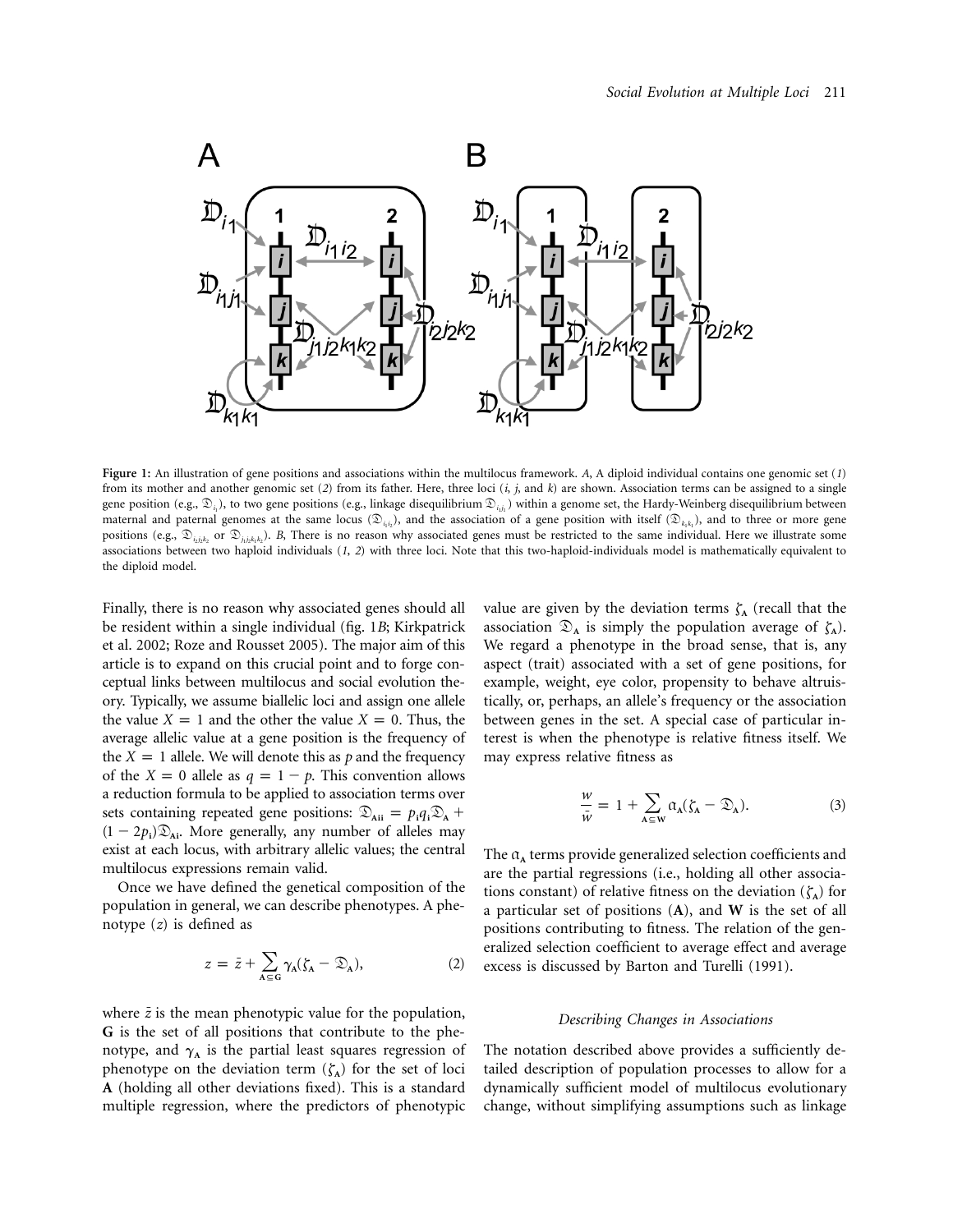**Figure 1:** An illustration of gene positions and associations within the multilocus framework. *A*, A diploid individual contains one genomic set (*1*) from its mother and another genomic set (*2*) from its father. Here, three loci (*i*, *j*, and *k*) are shown. Association terms can be assigned to a single gene position (e.g., $\mathfrak{D}_{i_1}$), to two gene positions (e.g., linkage disequilibrium $\mathfrak{D}_{i_1 j_1}$) within a genome set, the Hardy-Weinberg disequilibrium between maternal and paternal genomes at the same locus ($\mathfrak{D}_{i_1 i_2}$), and the association of a gene position with itself ($\mathfrak{D}_{k_1 k_1}$), and to three or more gene positions (e.g., $\mathfrak{D}_{i_2 j_2 k_2}$ or $\mathfrak{D}_{j_1 j_2 k_1 k_2}$). *B*, There is no reason why associated genes must be restricted to the same individual. Here we illustrate some associations between two haploid individuals (*1*, *2*) with three loci. Note that this two-haploid-individuals model is mathematically equivalent to the diploid model.

Finally, there is no reason why associated genes should all be resident within a single individual (fig. 1*B*; Kirkpatrick et al. 2002; Roze and Rousset 2005). The major aim of this article is to expand on this crucial point and to forge conceptual links between multilocus and social evolution theory. Typically, we assume biallelic loci and assign one allele the value $X = 1$ and the other the value $X = 0$. Thus, the average allelic value at a gene position is the frequency of the $X = 1$ allele. We will denote this as $p$ and the frequency of the $X = 0$ allele as $q = 1 - p$. This convention allows a reduction formula to be applied to association terms over sets containing repeated gene positions: $\mathfrak{D}_{\mathbf{Aii}} = p_i q_i \mathfrak{D}_{\mathbf{A}} + (1 - 2p_i)\mathfrak{D}_{\mathbf{Ai}}$. More generally, any number of alleles may exist at each locus, with arbitrary allelic values; the central multilocus expressions remain valid.

Once we have defined the genetical composition of the population in general, we can describe phenotypes. A phenotype ($z$) is defined as

$$z = \bar{z} + \sum_{\mathbf{A} \subseteq \mathbf{G}} \gamma_{\mathbf{A}} (\zeta_{\mathbf{A}} - \mathfrak{D}_{\mathbf{A}}), \tag{2}$$

where $\bar{z}$ is the mean phenotypic value for the population, $\mathbf{G}$ is the set of all positions that contribute to the phenotype, and $\gamma_{\mathbf{A}}$ is the partial least squares regression of phenotype on the deviation term ($\zeta_{\mathbf{A}}$) for the set of loci $\mathbf{A}$ (holding all other deviations fixed). This is a standard multiple regression, where the predictors of phenotypic value are given by the deviation terms $\zeta_{\mathbf{A}}$ (recall that the association $\mathfrak{D}_{\mathbf{A}}$ is simply the population average of $\zeta_{\mathbf{A}}$). We regard a phenotype in the broad sense, that is, any aspect (trait) associated with a set of gene positions, for example, weight, eye color, propensity to behave altruistically, or, perhaps, an allele's frequency or the association between genes in the set. A special case of particular interest is when the phenotype is relative fitness itself. We may express relative fitness as

$$\frac{w}{\bar{w}} = 1 + \sum_{\mathbf{A} \subseteq \mathbf{W}} \mathfrak{a}_{\mathbf{A}} (\zeta_{\mathbf{A}} - \mathfrak{D}_{\mathbf{A}}). \tag{3}$$

The $\mathfrak{a}_{\mathbf{A}}$ terms provide generalized selection coefficients and are the partial regressions (i.e., holding all other associations constant) of relative fitness on the deviation ($\zeta_{\mathbf{A}}$) for a particular set of positions ($\mathbf{A}$), and $\mathbf{W}$ is the set of all positions contributing to fitness. The relation of the generalized selection coefficient to average effect and average excess is discussed by Barton and Turelli (1991).

### *Describing Changes in Associations*

The notation described above provides a sufficiently detailed description of population processes to allow for a dynamically sufficient model of multilocus evolutionary change, without simplifying assumptions such as linkage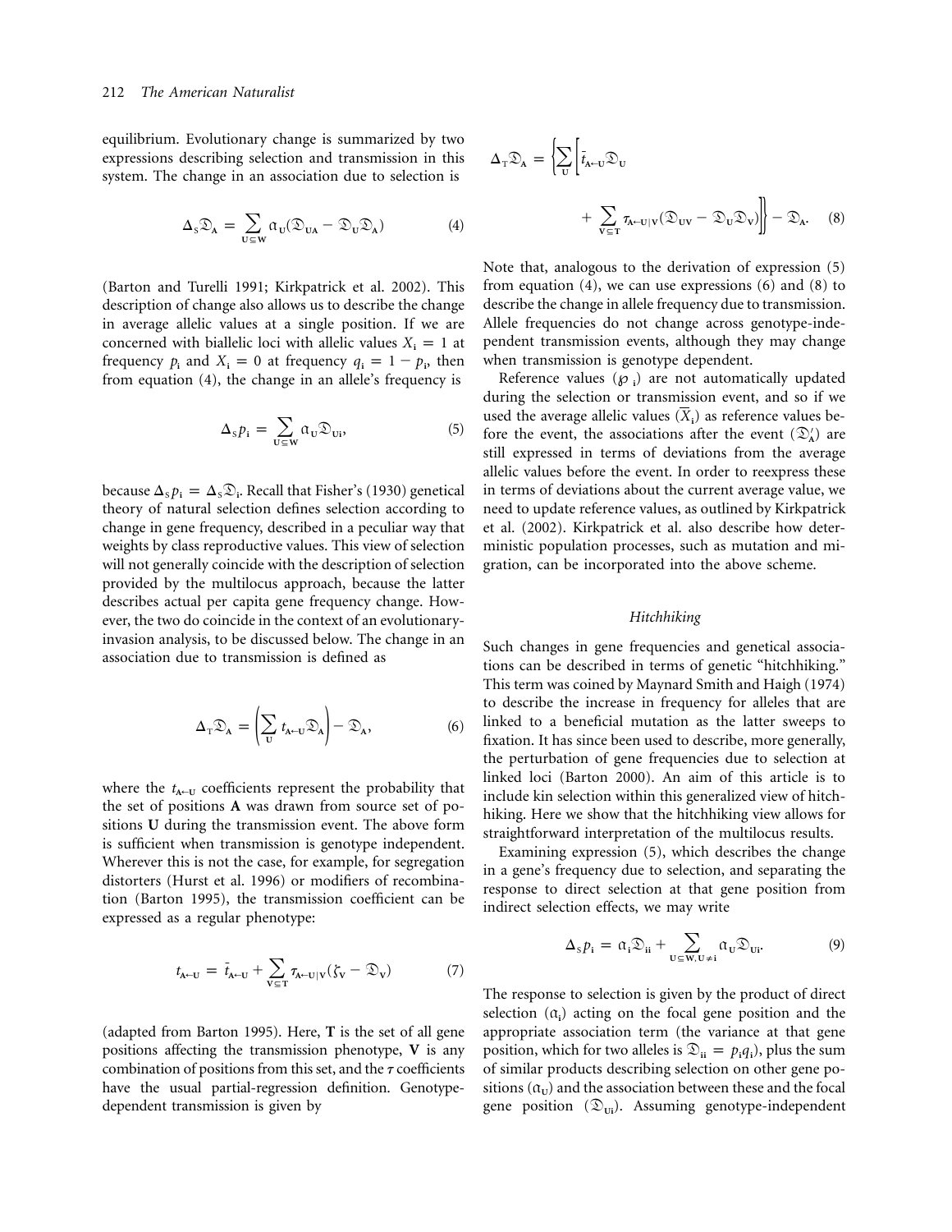equilibrium. Evolutionary change is summarized by two expressions describing selection and transmission in this system. The change in an association due to selection is

$$\Delta_S \mathfrak{D}_{\mathbf{A}} = \sum_{\mathbf{U} \subseteq \mathbf{W}} \alpha_{\mathbf{U}} (\mathfrak{D}_{\mathbf{UA}} - \mathfrak{D}_{\mathbf{U}} \mathfrak{D}_{\mathbf{A}}) \tag{4}$$

(Barton and Turelli 1991; Kirkpatrick et al. 2002). This description of change also allows us to describe the change in average allelic values at a single position. If we are concerned with biallelic loci with allelic values $X_{\mathbf{i}} = 1$ at frequency $p_{\mathbf{i}}$ and $X_{\mathbf{i}} = 0$ at frequency $q_{\mathbf{i}} = 1 - p_{\mathbf{i}}$, then from equation (4), the change in an allele's frequency is

$$\Delta_S p_{\mathbf{i}} = \sum_{\mathbf{U} \subseteq \mathbf{W}} \alpha_{\mathbf{U}} \mathfrak{D}_{\mathbf{Ui}}, \tag{5}$$

because $\Delta_S p_{\mathbf{i}} = \Delta_S \mathfrak{D}_{\mathbf{i}}$. Recall that Fisher's (1930) genetical theory of natural selection defines selection according to change in gene frequency, described in a peculiar way that weights by class reproductive values. This view of selection will not generally coincide with the description of selection provided by the multilocus approach, because the latter describes actual per capita gene frequency change. However, the two do coincide in the context of an evolutionary-invasion analysis, to be discussed below. The change in an association due to transmission is defined as

$$\Delta_T \mathfrak{D}_{\mathbf{A}} = \left( \sum_{\mathbf{U}} t_{\mathbf{A} \leftarrow \mathbf{U}} \mathfrak{D}_{\mathbf{A}} \right) - \mathfrak{D}_{\mathbf{A}}, \tag{6}$$

where the $t_{\mathbf{A} \leftarrow \mathbf{U}}$ coefficients represent the probability that the set of positions $\mathbf{A}$ was drawn from source set of positions $\mathbf{U}$ during the transmission event. The above form is sufficient when transmission is genotype independent. Wherever this is not the case, for example, for segregation distorters (Hurst et al. 1996) or modifiers of recombination (Barton 1995), the transmission coefficient can be expressed as a regular phenotype:

$$t_{\mathbf{A} \leftarrow \mathbf{U}} = \bar{t}_{\mathbf{A} \leftarrow \mathbf{U}} + \sum_{\mathbf{V} \subseteq \mathbf{T}} \tau_{\mathbf{A} \leftarrow \mathbf{U} | \mathbf{V}} (\zeta_{\mathbf{V}} - \mathfrak{D}_{\mathbf{V}}) \tag{7}$$

(adapted from Barton 1995). Here, $\mathbf{T}$ is the set of all gene positions affecting the transmission phenotype, $\mathbf{V}$ is any combination of positions from this set, and the $\tau$ coefficients have the usual partial-regression definition. Genotype-dependent transmission is given by

$$\Delta_T \mathfrak{D}_{\mathbf{A}} = \left\{ \sum_{\mathbf{U}} \left[ \bar{t}_{\mathbf{A} \leftarrow \mathbf{U}} \mathfrak{D}_{\mathbf{U}} + \sum_{\mathbf{V} \subseteq \mathbf{T}} \tau_{\mathbf{A} \leftarrow \mathbf{U} | \mathbf{V}} (\mathfrak{D}_{\mathbf{UV}} - \mathfrak{D}_{\mathbf{U}} \mathfrak{D}_{\mathbf{V}}) \right] \right\} - \mathfrak{D}_{\mathbf{A}}. \tag{8}$$

Note that, analogous to the derivation of expression (5) from equation (4), we can use expressions (6) and (8) to describe the change in allele frequency due to transmission. Allele frequencies do not change across genotype-independent transmission events, although they may change when transmission is genotype dependent.

Reference values ($\wp_{\mathbf{i}}$) are not automatically updated during the selection or transmission event, and so if we used the average allelic values ($\bar{X}_{\mathbf{i}}$) as reference values before the event, the associations after the event ($\mathfrak{D}'_{\mathbf{A}}$) are still expressed in terms of deviations from the average allelic values before the event. In order to reexpress these in terms of deviations about the current average value, we need to update reference values, as outlined by Kirkpatrick et al. (2002). Kirkpatrick et al. also describe how deterministic population processes, such as mutation and migration, can be incorporated into the above scheme.

### *Hitchhiking*

Such changes in gene frequencies and genetical associations can be described in terms of genetic "hitchhiking." This term was coined by Maynard Smith and Haigh (1974) to describe the increase in frequency for alleles that are linked to a beneficial mutation as the latter sweeps to fixation. It has since been used to describe, more generally, the perturbation of gene frequencies due to selection at linked loci (Barton 2000). An aim of this article is to include kin selection within this generalized view of hitchhiking. Here we show that the hitchhiking view allows for straightforward interpretation of the multilocus results.

Examining expression (5), which describes the change in a gene's frequency due to selection, and separating the response to direct selection at that gene position from indirect selection effects, we may write

$$\Delta_S p_{\mathbf{i}} = \alpha_{\mathbf{i}} \mathfrak{D}_{\mathbf{ii}} + \sum_{\mathbf{U} \subseteq \mathbf{W}, \mathbf{U} \neq \mathbf{i}} \alpha_{\mathbf{U}} \mathfrak{D}_{\mathbf{Ui}}. \tag{9}$$

The response to selection is given by the product of direct selection ($\alpha_{\mathbf{i}}$) acting on the focal gene position and the appropriate association term (the variance at that gene position, which for two alleles is $\mathfrak{D}_{\mathbf{ii}} = p_{\mathbf{i}} q_{\mathbf{i}}$), plus the sum of similar products describing selection on other gene positions ($\alpha_{\mathbf{U}}$) and the association between these and the focal gene position ($\mathfrak{D}_{\mathbf{Ui}}$). Assuming genotype-independent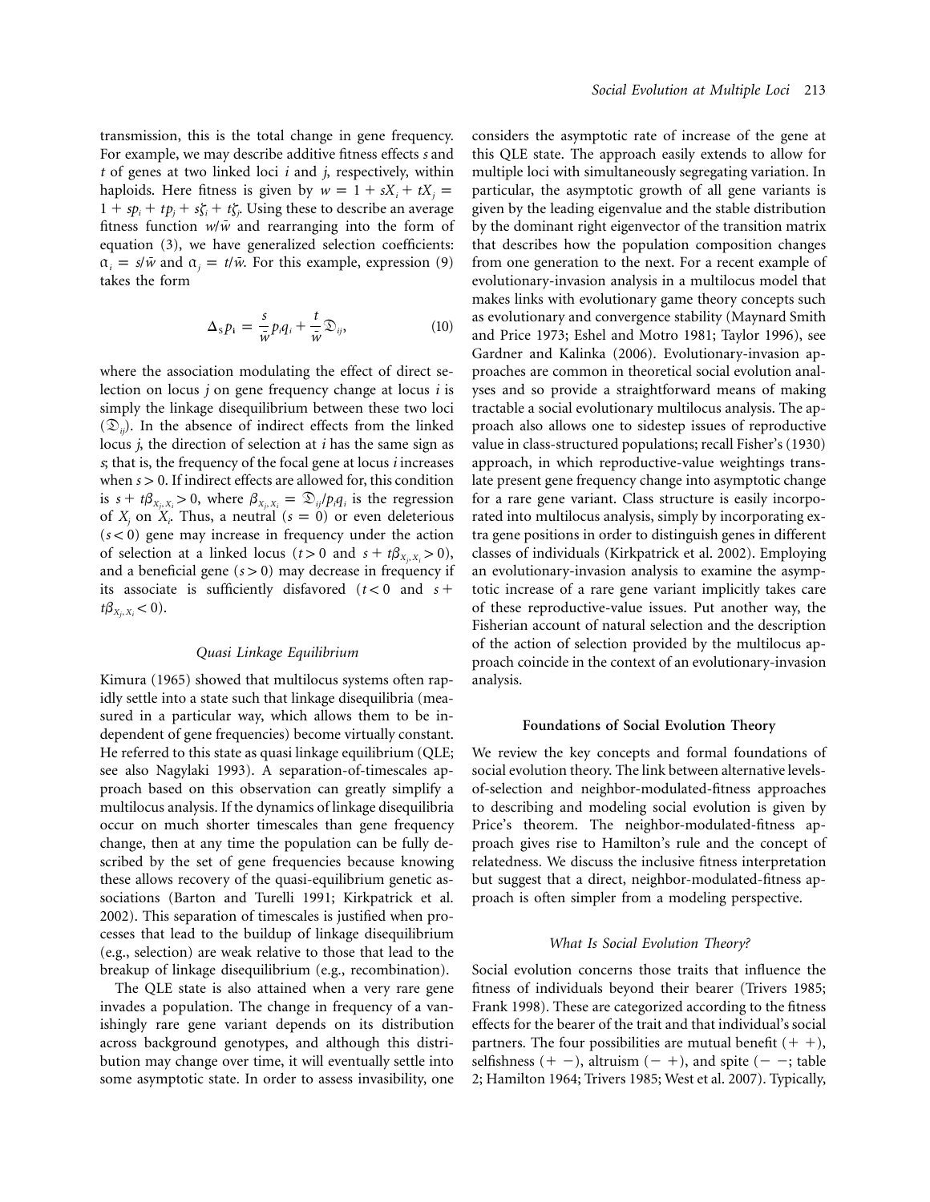transmission, this is the total change in gene frequency. For example, we may describe additive fitness effects $s$ and $t$ of genes at two linked loci $i$ and $j$, respectively, within haploids. Here fitness is given by $w = 1 + sX_i + tX_j = 1 + sp_i + tp_j + s\zeta_i + t\zeta_j$. Using these to describe an average fitness function $w/\bar{w}$ and rearranging into the form of equation (3), we have generalized selection coefficients: $\alpha_i = s/\bar{w}$ and $\alpha_j = t/\bar{w}$. For this example, expression (9) takes the form

$$\Delta_S p_i = \frac{s}{\bar{w}} p_i q_i + \frac{t}{\bar{w}} \mathfrak{D}_{ij}, \tag{10}$$

where the association modulating the effect of direct selection on locus $j$ on gene frequency change at locus $i$ is simply the linkage disequilibrium between these two loci ($\mathfrak{D}_{ij}$). In the absence of indirect effects from the linked locus $j$, the direction of selection at $i$ has the same sign as $s$; that is, the frequency of the focal gene at locus $i$ increases when $s > 0$. If indirect effects are allowed for, this condition is $s + t\beta_{X_j,X_i} > 0$, where $\beta_{X_j,X_i} = \mathfrak{D}_{ij}/p_i q_i$ is the regression of $X_j$ on $X_i$. Thus, a neutral ($s = 0$) or even deleterious ($s < 0$) gene may increase in frequency under the action of selection at a linked locus ($t > 0$ and $s + t\beta_{X_j,X_i} > 0$), and a beneficial gene ($s > 0$) may decrease in frequency if its associate is sufficiently disfavored ($t < 0$ and $s + t\beta_{X_j,X_i} < 0$).

### Quasi Linkage Equilibrium

Kimura (1965) showed that multilocus systems often rapidly settle into a state such that linkage disequilibria (measured in a particular way, which allows them to be independent of gene frequencies) become virtually constant. He referred to this state as quasi linkage equilibrium (QLE; see also Nagylaki 1993). A separation-of-timescales approach based on this observation can greatly simplify a multilocus analysis. If the dynamics of linkage disequilibria occur on much shorter timescales than gene frequency change, then at any time the population can be fully described by the set of gene frequencies because knowing these allows recovery of the quasi-equilibrium genetic associations (Barton and Turelli 1991; Kirkpatrick et al. 2002). This separation of timescales is justified when processes that lead to the buildup of linkage disequilibrium (e.g., selection) are weak relative to those that lead to the breakup of linkage disequilibrium (e.g., recombination).

The QLE state is also attained when a very rare gene invades a population. The change in frequency of a vanishingly rare gene variant depends on its distribution across background genotypes, and although this distribution may change over time, it will eventually settle into some asymptotic state. In order to assess invasibility, one considers the asymptotic rate of increase of the gene at this QLE state. The approach easily extends to allow for multiple loci with simultaneously segregating variation. In particular, the asymptotic growth of all gene variants is given by the leading eigenvalue and the stable distribution by the dominant right eigenvector of the transition matrix that describes how the population composition changes from one generation to the next. For a recent example of evolutionary-invasion analysis in a multilocus model that makes links with evolutionary game theory concepts such as evolutionary and convergence stability (Maynard Smith and Price 1973; Eshel and Motro 1981; Taylor 1996), see Gardner and Kalinka (2006). Evolutionary-invasion approaches are common in theoretical social evolution analyses and so provide a straightforward means of making tractable a social evolutionary multilocus analysis. The approach also allows one to sidestep issues of reproductive value in class-structured populations; recall Fisher's (1930) approach, in which reproductive-value weightings translate present gene frequency change into asymptotic change for a rare gene variant. Class structure is easily incorporated into multilocus analysis, simply by incorporating extra gene positions in order to distinguish genes in different classes of individuals (Kirkpatrick et al. 2002). Employing an evolutionary-invasion analysis to examine the asymptotic increase of a rare gene variant implicitly takes care of these reproductive-value issues. Put another way, the Fisherian account of natural selection and the description of the action of selection provided by the multilocus approach coincide in the context of an evolutionary-invasion analysis.

## Foundations of Social Evolution Theory

We review the key concepts and formal foundations of social evolution theory. The link between alternative levels-of-selection and neighbor-modulated-fitness approaches to describing and modeling social evolution is given by Price's theorem. The neighbor-modulated-fitness approach gives rise to Hamilton's rule and the concept of relatedness. We discuss the inclusive fitness interpretation but suggest that a direct, neighbor-modulated-fitness approach is often simpler from a modeling perspective.

### What Is Social Evolution Theory?

Social evolution concerns those traits that influence the fitness of individuals beyond their bearer (Trivers 1985; Frank 1998). These are categorized according to the fitness effects for the bearer of the trait and that individual's social partners. The four possibilities are mutual benefit (+ +), selfishness (+ −), altruism (− +), and spite (− −; table 2; Hamilton 1964; Trivers 1985; West et al. 2007). Typically,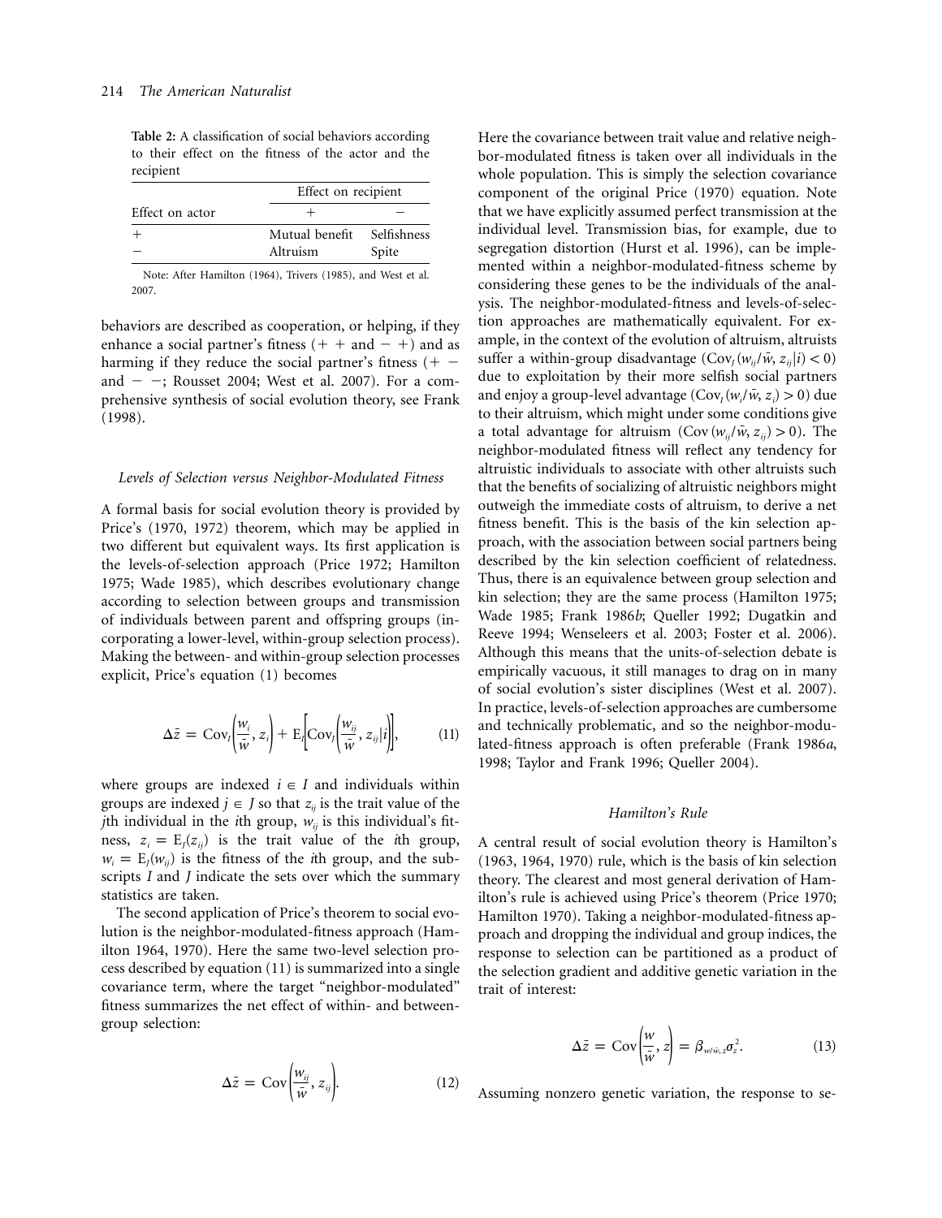**Table 2:** A classification of social behaviors according to their effect on the fitness of the actor and the recipient

| Effect on actor | Effect on recipient | |
|---|---|---|
| | + | − |
| + | Mutual benefit | Selfishness |
| − | Altruism | Spite |

Note: After Hamilton (1964), Trivers (1985), and West et al. 2007.

behaviors are described as cooperation, or helping, if they enhance a social partner's fitness (+ + and − +) and as harming if they reduce the social partner's fitness (+ − and − −; Rousset 2004; West et al. 2007). For a comprehensive synthesis of social evolution theory, see Frank (1998).

### *Levels of Selection versus Neighbor-Modulated Fitness*

A formal basis for social evolution theory is provided by Price's (1970, 1972) theorem, which may be applied in two different but equivalent ways. Its first application is the levels-of-selection approach (Price 1972; Hamilton 1975; Wade 1985), which describes evolutionary change according to selection between groups and transmission of individuals between parent and offspring groups (incorporating a lower-level, within-group selection process). Making the between- and within-group selection processes explicit, Price's equation (1) becomes

$$\Delta\bar{z} = \mathrm{Cov}_I\left(\frac{w_i}{\bar{w}}, z_i\right) + \mathrm{E}_I\left[\mathrm{Cov}_J\left(\frac{w_{ij}}{\bar{w}}, z_{ij}|i\right)\right], \tag{11}$$

where groups are indexed $i \in I$ and individuals within groups are indexed $j \in J$ so that $z_{ij}$ is the trait value of the $j$th individual in the $i$th group, $w_{ij}$ is this individual's fitness, $z_i = \mathrm{E}_J(z_{ij})$ is the trait value of the $i$th group, $w_i = \mathrm{E}_J(w_{ij})$ is the fitness of the $i$th group, and the subscripts $I$ and $J$ indicate the sets over which the summary statistics are taken.

The second application of Price's theorem to social evolution is the neighbor-modulated-fitness approach (Hamilton 1964, 1970). Here the same two-level selection process described by equation (11) is summarized into a single covariance term, where the target "neighbor-modulated" fitness summarizes the net effect of within- and between-group selection:

$$\Delta\bar{z} = \mathrm{Cov}\left(\frac{w_{ij}}{\bar{w}}, z_{ij}\right). \tag{12}$$

Here the covariance between trait value and relative neighbor-modulated fitness is taken over all individuals in the whole population. This is simply the selection covariance component of the original Price (1970) equation. Note that we have explicitly assumed perfect transmission at the individual level. Transmission bias, for example, due to segregation distortion (Hurst et al. 1996), can be implemented within a neighbor-modulated-fitness scheme by considering these genes to be the individuals of the analysis. The neighbor-modulated-fitness and levels-of-selection approaches are mathematically equivalent. For example, in the context of the evolution of altruism, altruists suffer a within-group disadvantage ($\mathrm{Cov}_J(w_{ij}/\bar{w}, z_{ij}|i) < 0$) due to exploitation by their more selfish social partners and enjoy a group-level advantage ($\mathrm{Cov}_I(w_i/\bar{w}, z_i) > 0$) due to their altruism, which might under some conditions give a total advantage for altruism ($\mathrm{Cov}(w_{ij}/\bar{w}, z_{ij}) > 0$). The neighbor-modulated fitness will reflect any tendency for altruistic individuals to associate with other altruists such that the benefits of socializing of altruistic neighbors might outweigh the immediate costs of altruism, to derive a net fitness benefit. This is the basis of the kin selection approach, with the association between social partners being described by the kin selection coefficient of relatedness. Thus, there is an equivalence between group selection and kin selection; they are the same process (Hamilton 1975; Wade 1985; Frank 1986*b*; Queller 1992; Dugatkin and Reeve 1994; Wenseleers et al. 2003; Foster et al. 2006). Although this means that the units-of-selection debate is empirically vacuous, it still manages to drag on in many of social evolution's sister disciplines (West et al. 2007). In practice, levels-of-selection approaches are cumbersome and technically problematic, and so the neighbor-modulated-fitness approach is often preferable (Frank 1986*a*, 1998; Taylor and Frank 1996; Queller 2004).

### *Hamilton's Rule*

A central result of social evolution theory is Hamilton's (1963, 1964, 1970) rule, which is the basis of kin selection theory. The clearest and most general derivation of Hamilton's rule is achieved using Price's theorem (Price 1970; Hamilton 1970). Taking a neighbor-modulated-fitness approach and dropping the individual and group indices, the response to selection can be partitioned as a product of the selection gradient and additive genetic variation in the trait of interest:

$$\Delta\bar{z} = \mathrm{Cov}\left(\frac{w}{\bar{w}}, z\right) = \beta_{w/\bar{w},z}\sigma_z^2. \tag{13}$$

Assuming nonzero genetic variation, the response to se-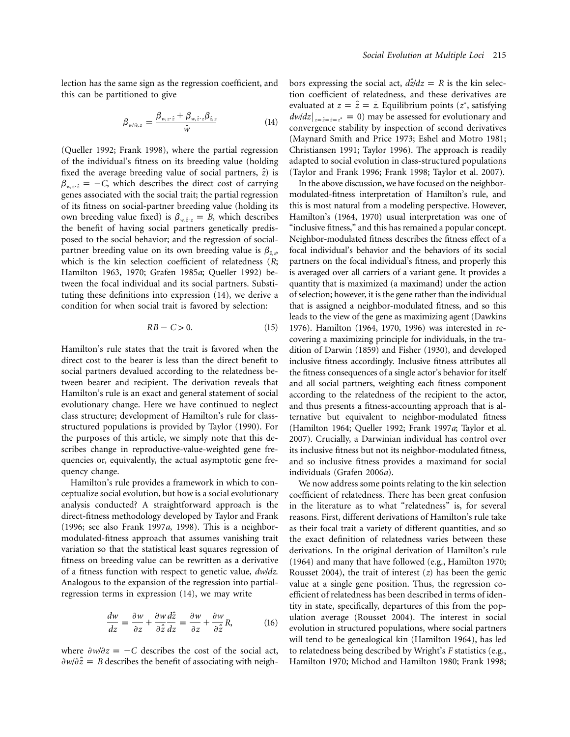lection has the same sign as the regression coefficient, and this can be partitioned to give

$$\beta_{w/\bar{w},z} = \frac{\beta_{w,z\cdot\hat{z}} + \beta_{w,\hat{z}\cdot z}\beta_{\hat{z},z}}{\bar{w}} \tag{14}$$

(Queller 1992; Frank 1998), where the partial regression of the individual's fitness on its breeding value (holding fixed the average breeding value of social partners, $\hat{z}$) is $\beta_{w,z\cdot\hat{z}} = -C$, which describes the direct cost of carrying genes associated with the social trait; the partial regression of its fitness on social-partner breeding value (holding its own breeding value fixed) is $\beta_{w,\hat{z}\cdot z} = B$, which describes the benefit of having social partners genetically predisposed to the social behavior; and the regression of social-partner breeding value on its own breeding value is $\beta_{\hat{z},z}$, which is the kin selection coefficient of relatedness ($R$; Hamilton 1963, 1970; Grafen 1985*a*; Queller 1992) between the focal individual and its social partners. Substituting these definitions into expression (14), we derive a condition for when social trait is favored by selection:

$$RB - C > 0. \tag{15}$$

Hamilton's rule states that the trait is favored when the direct cost to the bearer is less than the direct benefit to social partners devalued according to the relatedness between bearer and recipient. The derivation reveals that Hamilton's rule is an exact and general statement of social evolutionary change. Here we have continued to neglect class structure; development of Hamilton's rule for class-structured populations is provided by Taylor (1990). For the purposes of this article, we simply note that this describes change in reproductive-value-weighted gene frequencies or, equivalently, the actual asymptotic gene frequency change.

Hamilton's rule provides a framework in which to conceptualize social evolution, but how is a social evolutionary analysis conducted? A straightforward approach is the direct-fitness methodology developed by Taylor and Frank (1996; see also Frank 1997*a*, 1998). This is a neighbor-modulated-fitness approach that assumes vanishing trait variation so that the statistical least squares regression of fitness on breeding value can be rewritten as a derivative of a fitness function with respect to genetic value, $dw/dz$. Analogous to the expansion of the regression into partial-regression terms in expression (14), we may write

$$\frac{dw}{dz} = \frac{\partial w}{\partial z} + \frac{\partial w}{\partial \hat{z}}\frac{d\hat{z}}{dz} = \frac{\partial w}{\partial z} + \frac{\partial w}{\partial \hat{z}}R, \tag{16}$$

where $\partial w/\partial z = -C$ describes the cost of the social act, $\partial w/\partial \hat{z} = B$ describes the benefit of associating with neighbors expressing the social act, $d\hat{z}/dz = R$ is the kin selection coefficient of relatedness, and these derivatives are evaluated at $z = \hat{z} = \bar{z}$. Equilibrium points ($z^*$, satisfying $dw/dz|_{z=\hat{z}=\bar{z}=z^*} = 0$) may be assessed for evolutionary and convergence stability by inspection of second derivatives (Maynard Smith and Price 1973; Eshel and Motro 1981; Christiansen 1991; Taylor 1996). The approach is readily adapted to social evolution in class-structured populations (Taylor and Frank 1996; Frank 1998; Taylor et al. 2007).

In the above discussion, we have focused on the neighbor-modulated-fitness interpretation of Hamilton's rule, and this is most natural from a modeling perspective. However, Hamilton's (1964, 1970) usual interpretation was one of "inclusive fitness," and this has remained a popular concept. Neighbor-modulated fitness describes the fitness effect of a focal individual's behavior and the behaviors of its social partners on the focal individual's fitness, and properly this is averaged over all carriers of a variant gene. It provides a quantity that is maximized (a maximand) under the action of selection; however, it is the gene rather than the individual that is assigned a neighbor-modulated fitness, and so this leads to the view of the gene as maximizing agent (Dawkins 1976). Hamilton (1964, 1970, 1996) was interested in recovering a maximizing principle for individuals, in the tradition of Darwin (1859) and Fisher (1930), and developed inclusive fitness accordingly. Inclusive fitness attributes all the fitness consequences of a single actor's behavior for itself and all social partners, weighting each fitness component according to the relatedness of the recipient to the actor, and thus presents a fitness-accounting approach that is alternative but equivalent to neighbor-modulated fitness (Hamilton 1964; Queller 1992; Frank 1997*a*; Taylor et al. 2007). Crucially, a Darwinian individual has control over its inclusive fitness but not its neighbor-modulated fitness, and so inclusive fitness provides a maximand for social individuals (Grafen 2006*a*).

We now address some points relating to the kin selection coefficient of relatedness. There has been great confusion in the literature as to what "relatedness" is, for several reasons. First, different derivations of Hamilton's rule take as their focal trait a variety of different quantities, and so the exact definition of relatedness varies between these derivations. In the original derivation of Hamilton's rule (1964) and many that have followed (e.g., Hamilton 1970; Rousset 2004), the trait of interest ($z$) has been the genic value at a single gene position. Thus, the regression coefficient of relatedness has been described in terms of identity in state, specifically, departures of this from the population average (Rousset 2004). The interest in social evolution in structured populations, where social partners will tend to be genealogical kin (Hamilton 1964), has led to relatedness being described by Wright's $F$ statistics (e.g., Hamilton 1970; Michod and Hamilton 1980; Frank 1998;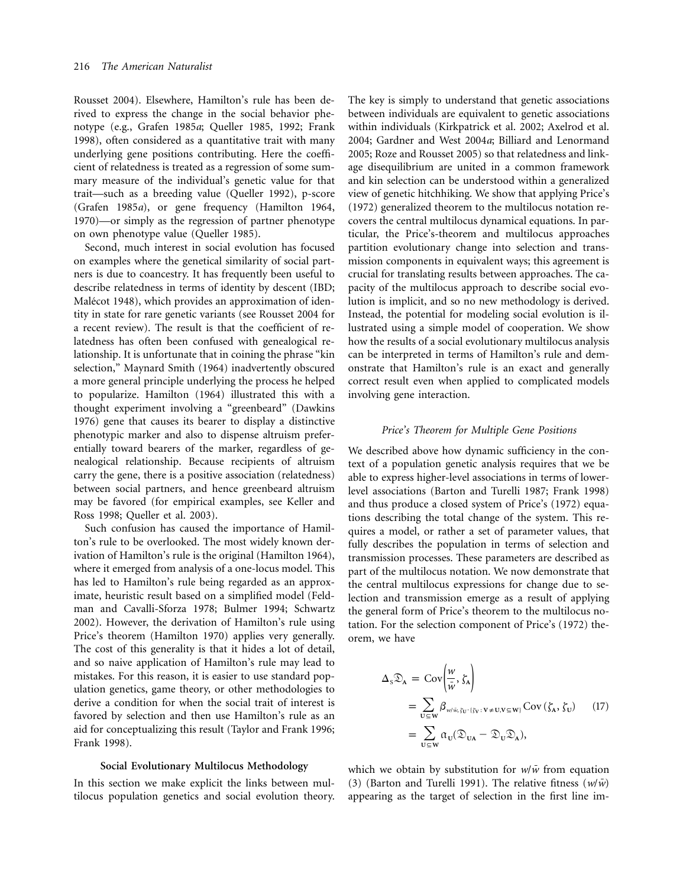Rousset 2004). Elsewhere, Hamilton's rule has been derived to express the change in the social behavior phenotype (e.g., Grafen 1985*a*; Queller 1985, 1992; Frank 1998), often considered as a quantitative trait with many underlying gene positions contributing. Here the coefficient of relatedness is treated as a regression of some summary measure of the individual's genetic value for that trait—such as a breeding value (Queller 1992), p-score (Grafen 1985*a*), or gene frequency (Hamilton 1964, 1970)—or simply as the regression of partner phenotype on own phenotype value (Queller 1985).

Second, much interest in social evolution has focused on examples where the genetical similarity of social partners is due to coancestry. It has frequently been useful to describe relatedness in terms of identity by descent (IBD; Malécot 1948), which provides an approximation of identity in state for rare genetic variants (see Rousset 2004 for a recent review). The result is that the coefficient of relatedness has often been confused with genealogical relationship. It is unfortunate that in coining the phrase "kin selection," Maynard Smith (1964) inadvertently obscured a more general principle underlying the process he helped to popularize. Hamilton (1964) illustrated this with a thought experiment involving a "greenbeard" (Dawkins 1976) gene that causes its bearer to display a distinctive phenotypic marker and also to dispense altruism preferentially toward bearers of the marker, regardless of genealogical relationship. Because recipients of altruism carry the gene, there is a positive association (relatedness) between social partners, and hence greenbeard altruism may be favored (for empirical examples, see Keller and Ross 1998; Queller et al. 2003).

Such confusion has caused the importance of Hamilton's rule to be overlooked. The most widely known derivation of Hamilton's rule is the original (Hamilton 1964), where it emerged from analysis of a one-locus model. This has led to Hamilton's rule being regarded as an approximate, heuristic result based on a simplified model (Feldman and Cavalli-Sforza 1978; Bulmer 1994; Schwartz 2002). However, the derivation of Hamilton's rule using Price's theorem (Hamilton 1970) applies very generally. The cost of this generality is that it hides a lot of detail, and so naive application of Hamilton's rule may lead to mistakes. For this reason, it is easier to use standard population genetics, game theory, or other methodologies to derive a condition for when the social trait of interest is favored by selection and then use Hamilton's rule as an aid for conceptualizing this result (Taylor and Frank 1996; Frank 1998).

## Social Evolutionary Multilocus Methodology

In this section we make explicit the links between multilocus population genetics and social evolution theory. The key is simply to understand that genetic associations between individuals are equivalent to genetic associations within individuals (Kirkpatrick et al. 2002; Axelrod et al. 2004; Gardner and West 2004*a*; Billiard and Lenormand 2005; Roze and Rousset 2005) so that relatedness and linkage disequilibrium are united in a common framework and kin selection can be understood within a generalized view of genetic hitchhiking. We show that applying Price's (1972) generalized theorem to the multilocus notation recovers the central multilocus dynamical equations. In particular, the Price's-theorem and multilocus approaches partition evolutionary change into selection and transmission components in equivalent ways; this agreement is crucial for translating results between approaches. The capacity of the multilocus approach to describe social evolution is implicit, and so no new methodology is derived. Instead, the potential for modeling social evolution is illustrated using a simple model of cooperation. We show how the results of a social evolutionary multilocus analysis can be interpreted in terms of Hamilton's rule and demonstrate that Hamilton's rule is an exact and generally correct result even when applied to complicated models involving gene interaction.

### *Price's Theorem for Multiple Gene Positions*

We described above how dynamic sufficiency in the context of a population genetic analysis requires that we be able to express higher-level associations in terms of lower-level associations (Barton and Turelli 1987; Frank 1998) and thus produce a closed system of Price's (1972) equations describing the total change of the system. This requires a model, or rather a set of parameter values, that fully describes the population in terms of selection and transmission processes. These parameters are described as part of the multilocus notation. We now demonstrate that the central multilocus expressions for change due to selection and transmission emerge as a result of applying the general form of Price's theorem to the multilocus notation. For the selection component of Price's (1972) theorem, we have

$$\begin{aligned}\Delta_S \mathfrak{D}_{\mathbf{A}} &= \mathrm{Cov}\left(\frac{w}{\bar{w}}, \zeta_{\mathbf{A}}\right) \\ &= \sum_{\mathbf{U} \subseteq \mathbf{W}} \beta_{w/\bar{w}, \zeta_{\mathbf{U}} \cdot \{\zeta_{\mathbf{V}} : \mathbf{V} \neq \mathbf{U}, \mathbf{V} \subseteq \mathbf{W}\}} \mathrm{Cov}\,(\zeta_{\mathbf{A}}, \zeta_{\mathbf{U}}) \qquad (17) \\ &= \sum_{\mathbf{U} \subseteq \mathbf{W}} \alpha_{\mathbf{U}} (\mathfrak{D}_{\mathbf{UA}} - \mathfrak{D}_{\mathbf{U}} \mathfrak{D}_{\mathbf{A}}),\end{aligned}$$

which we obtain by substitution for $w/\bar{w}$ from equation (3) (Barton and Turelli 1991). The relative fitness ($w/\bar{w}$) appearing as the target of selection in the first line im-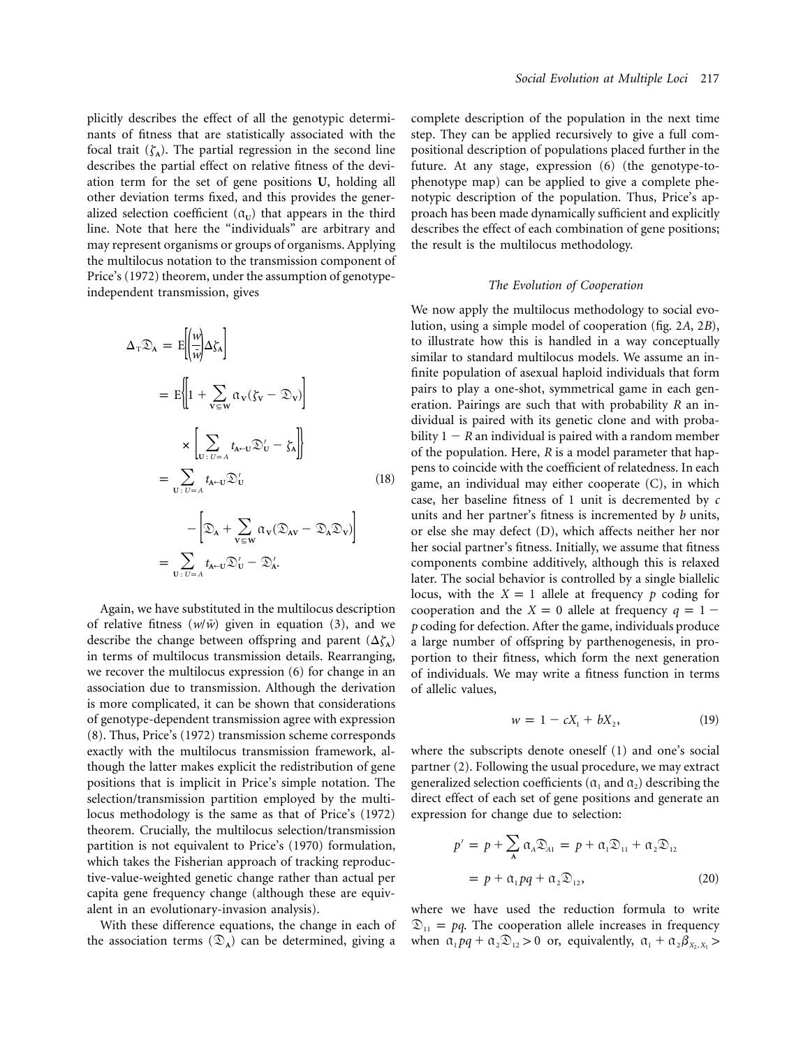plicitly describes the effect of all the genotypic determinants of fitness that are statistically associated with the focal trait ($\zeta_{\mathbf{A}}$). The partial regression in the second line describes the partial effect on relative fitness of the deviation term for the set of gene positions $\mathbf{U}$, holding all other deviation terms fixed, and this provides the generalized selection coefficient ($\alpha_{\mathbf{U}}$) that appears in the third line. Note that here the "individuals" are arbitrary and may represent organisms or groups of organisms. Applying the multilocus notation to the transmission component of Price's (1972) theorem, under the assumption of genotype-independent transmission, gives

$$
\begin{aligned}
\Delta_{\mathrm{T}}\mathfrak{D}_{\mathbf{A}} &= \mathrm{E}\left[\left(\frac{w}{\bar{w}}\right)\Delta\zeta_{\mathbf{A}}\right] \\
&= \mathrm{E}\left\{\left[1 + \sum_{\mathbf{V}\subseteq\mathbf{W}} \alpha_{\mathbf{V}}(\zeta_{\mathbf{V}} - \mathfrak{D}_{\mathbf{V}})\right] \right. \\
&\quad \left. \times \left[\sum_{\mathbf{U}:U=A} t_{\mathbf{A}\leftarrow\mathbf{U}}\mathfrak{D}'_{\mathbf{U}} - \zeta_{\mathbf{A}}\right]\right\} \\
&= \sum_{\mathbf{U}:U=A} t_{\mathbf{A}\leftarrow\mathbf{U}}\mathfrak{D}'_{\mathbf{U}} \\
&\quad - \left[\mathfrak{D}_{\mathbf{A}} + \sum_{\mathbf{V}\subseteq\mathbf{W}} \alpha_{\mathbf{V}}(\mathfrak{D}_{\mathbf{AV}} - \mathfrak{D}_{\mathbf{A}}\mathfrak{D}_{\mathbf{V}})\right] \\
&= \sum_{\mathbf{U}:U=A} t_{\mathbf{A}\leftarrow\mathbf{U}}\mathfrak{D}'_{\mathbf{U}} - \mathfrak{D}'_{\mathbf{A}}.
\end{aligned}
\tag{18}
$$

Again, we have substituted in the multilocus description of relative fitness ($w/\bar{w}$) given in equation (3), and we describe the change between offspring and parent ($\Delta\zeta_{\mathbf{A}}$) in terms of multilocus transmission details. Rearranging, we recover the multilocus expression (6) for change in an association due to transmission. Although the derivation is more complicated, it can be shown that considerations of genotype-dependent transmission agree with expression (8). Thus, Price's (1972) transmission scheme corresponds exactly with the multilocus transmission framework, although the latter makes explicit the redistribution of gene positions that is implicit in Price's simple notation. The selection/transmission partition employed by the multilocus methodology is the same as that of Price's (1972) theorem. Crucially, the multilocus selection/transmission partition is not equivalent to Price's (1970) formulation, which takes the Fisherian approach of tracking reproductive-value-weighted genetic change rather than actual per capita gene frequency change (although these are equivalent in an evolutionary-invasion analysis).

With these difference equations, the change in each of the association terms ($\mathfrak{D}_{\mathbf{A}}$) can be determined, giving a complete description of the population in the next time step. They can be applied recursively to give a full compositional description of populations placed further in the future. At any stage, expression (6) (the genotype-to-phenotype map) can be applied to give a complete phenotypic description of the population. Thus, Price's approach has been made dynamically sufficient and explicitly describes the effect of each combination of gene positions; the result is the multilocus methodology.

### *The Evolution of Cooperation*

We now apply the multilocus methodology to social evolution, using a simple model of cooperation (fig. 2*A*, 2*B*), to illustrate how this is handled in a way conceptually similar to standard multilocus models. We assume an infinite population of asexual haploid individuals that form pairs to play a one-shot, symmetrical game in each generation. Pairings are such that with probability $R$ an individual is paired with its genetic clone and with probability $1 - R$ an individual is paired with a random member of the population. Here, $R$ is a model parameter that happens to coincide with the coefficient of relatedness. In each game, an individual may either cooperate (C), in which case, her baseline fitness of 1 unit is decremented by $c$ units and her partner's fitness is incremented by $b$ units, or else she may defect (D), which affects neither her nor her social partner's fitness. Initially, we assume that fitness components combine additively, although this is relaxed later. The social behavior is controlled by a single biallelic locus, with the $X = 1$ allele at frequency $p$ coding for cooperation and the $X = 0$ allele at frequency $q = 1 - p$ coding for defection. After the game, individuals produce a large number of offspring by parthenogenesis, in proportion to their fitness, which form the next generation of individuals. We may write a fitness function in terms of allelic values,

$$
w = 1 - cX_1 + bX_2, \tag{19}
$$

where the subscripts denote oneself (1) and one's social partner (2). Following the usual procedure, we may extract generalized selection coefficients ($\alpha_1$ and $\alpha_2$) describing the direct effect of each set of gene positions and generate an expression for change due to selection:

$$
\begin{aligned}
p' &= p + \sum_{\mathbf{A}} \alpha_A \mathfrak{D}_{A1} = p + \alpha_1\mathfrak{D}_{11} + \alpha_2\mathfrak{D}_{12} \\
&= p + \alpha_1 pq + \alpha_2\mathfrak{D}_{12},
\end{aligned}
\tag{20}
$$

where we have used the reduction formula to write $\mathfrak{D}_{11} = pq$. The cooperation allele increases in frequency when $\alpha_1 pq + \alpha_2\mathfrak{D}_{12} > 0$ or, equivalently, $\alpha_1 + \alpha_2\beta_{X_2,X_1} >$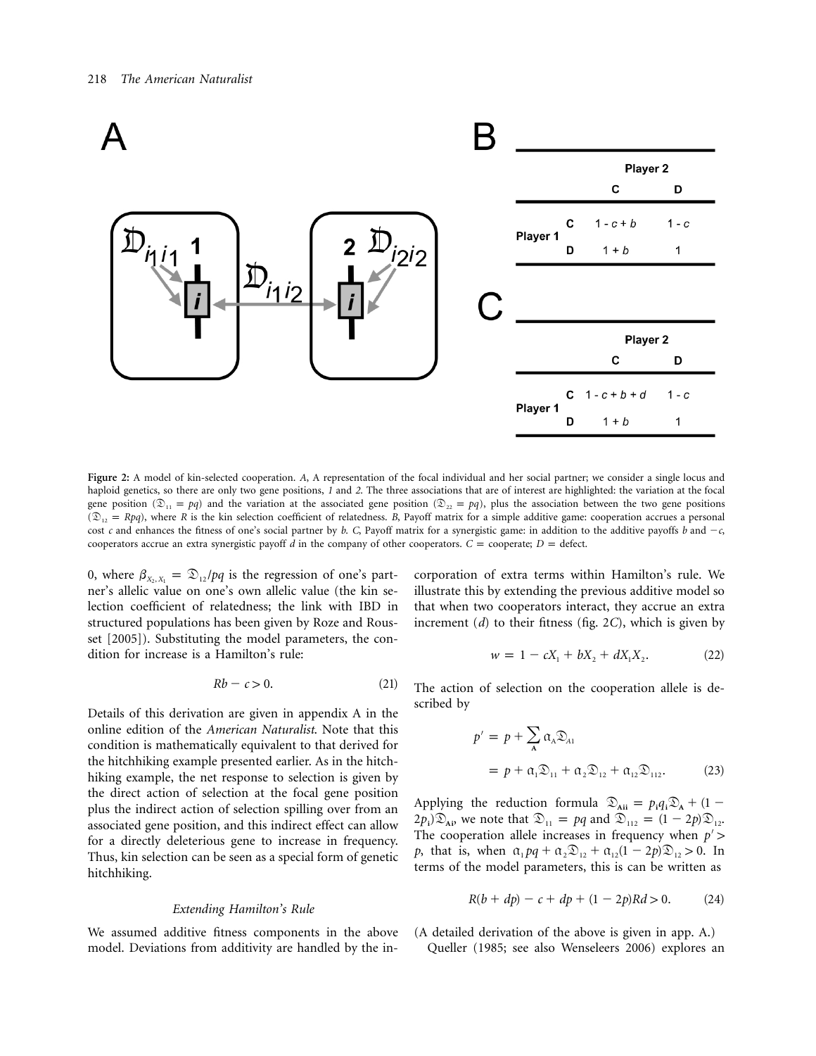| | | Player 2 | |
|---|---|---|---|
| | | C | D |
| Player 1 | C | 1 - c + b | 1 - c |
| | D | 1 + b | 1 |

| | | Player 2 | |
|---|---|---|---|
| | | C | D |
| Player 1 | C | 1 - c + b + d | 1 - c |
| | D | 1 + b | 1 |

**Figure 2:** A model of kin-selected cooperation. *A*, A representation of the focal individual and her social partner; we consider a single locus and haploid genetics, so there are only two gene positions, *1* and *2*. The three associations that are of interest are highlighted: the variation at the focal gene position ($\mathfrak{D}_{11} = pq$) and the variation at the associated gene position ($\mathfrak{D}_{22} = pq$), plus the association between the two gene positions ($\mathfrak{D}_{12} = Rpq$), where $R$ is the kin selection coefficient of relatedness. *B*, Payoff matrix for a simple additive game: cooperation accrues a personal cost $c$ and enhances the fitness of one's social partner by $b$. *C*, Payoff matrix for a synergistic game: in addition to the additive payoffs $b$ and $-c$, cooperators accrue an extra synergistic payoff $d$ in the company of other cooperators. $C$ = cooperate; $D$ = defect.

0, where $\beta_{X_2,X_1} = \mathfrak{D}_{12}/pq$ is the regression of one's partner's allelic value on one's own allelic value (the kin selection coefficient of relatedness; the link with IBD in structured populations has been given by Roze and Rousset [2005]). Substituting the model parameters, the condition for increase is a Hamilton's rule:

$$Rb - c > 0. \tag{21}$$

Details of this derivation are given in appendix A in the online edition of the *American Naturalist*. Note that this condition is mathematically equivalent to that derived for the hitchhiking example presented earlier. As in the hitchhiking example, the net response to selection is given by the direct action of selection at the focal gene position plus the indirect action of selection spilling over from an associated gene position, and this indirect effect can allow for a directly deleterious gene to increase in frequency. Thus, kin selection can be seen as a special form of genetic hitchhiking.

### Extending Hamilton's Rule

We assumed additive fitness components in the above model. Deviations from additivity are handled by the incorporation of extra terms within Hamilton's rule. We illustrate this by extending the previous additive model so that when two cooperators interact, they accrue an extra increment ($d$) to their fitness (fig. 2*C*), which is given by

$$w = 1 - cX_1 + bX_2 + dX_1X_2. \tag{22}$$

The action of selection on the cooperation allele is described by

$$\begin{aligned} p' &= p + \sum_{\mathbf{A}} \alpha_{\mathbf{A}} \mathfrak{D}_{\mathbf{A}1} \\ &= p + \alpha_1 \mathfrak{D}_{11} + \alpha_2 \mathfrak{D}_{12} + \alpha_{12} \mathfrak{D}_{112}. \end{aligned} \tag{23}$$

Applying the reduction formula $\mathfrak{D}_{\mathbf{A}ii} = p_i q_i \mathfrak{D}_{\mathbf{A}} + (1 - 2p_i)\mathfrak{D}_{\mathbf{A}i}$, we note that $\mathfrak{D}_{11} = pq$ and $\mathfrak{D}_{112} = (1 - 2p)\mathfrak{D}_{12}$. The cooperation allele increases in frequency when $p' > p$, that is, when $\alpha_1 pq + \alpha_2 \mathfrak{D}_{12} + \alpha_{12}(1 - 2p)\mathfrak{D}_{12} > 0$. In terms of the model parameters, this is can be written as

$$R(b + dp) - c + dp + (1 - 2p)Rd > 0. \tag{24}$$

(A detailed derivation of the above is given in app. A.)

Queller (1985; see also Wenseleers 2006) explores an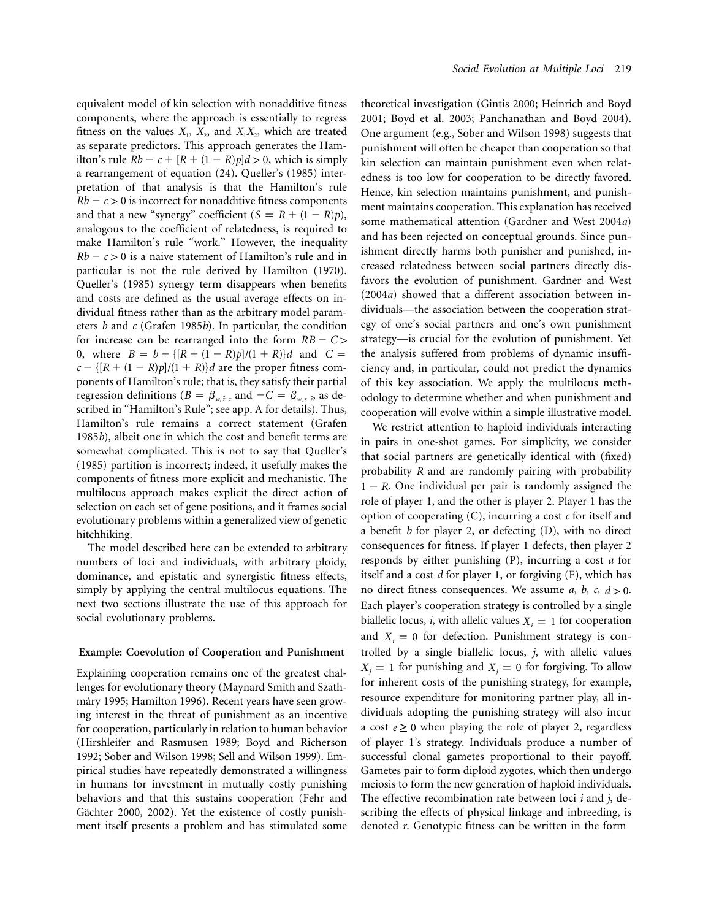equivalent model of kin selection with nonadditive fitness components, where the approach is essentially to regress fitness on the values $X_1$, $X_2$, and $X_1X_2$, which are treated as separate predictors. This approach generates the Hamilton's rule $Rb - c + [R + (1 - R)p]d > 0$, which is simply a rearrangement of equation (24). Queller's (1985) interpretation of that analysis is that the Hamilton's rule $Rb - c > 0$ is incorrect for nonadditive fitness components and that a new "synergy" coefficient ($S = R + (1 - R)p$), analogous to the coefficient of relatedness, is required to make Hamilton's rule "work." However, the inequality $Rb - c > 0$ is a naive statement of Hamilton's rule and in particular is not the rule derived by Hamilton (1970). Queller's (1985) synergy term disappears when benefits and costs are defined as the usual average effects on individual fitness rather than as the arbitrary model parameters $b$ and $c$ (Grafen 1985$b$). In particular, the condition for increase can be rearranged into the form $RB - C > 0$, where $B = b + \{[R + (1 - R)p]/(1 + R)\}d$ and $C = c - \{[R + (1 - R)p]/(1 + R)\}d$ are the proper fitness components of Hamilton's rule; that is, they satisfy their partial regression definitions ($B = \beta_{w,\hat{z}\cdot z}$ and $-C = \beta_{w,z\cdot\hat{z}}$, as described in "Hamilton's Rule"; see app. A for details). Thus, Hamilton's rule remains a correct statement (Grafen 1985$b$), albeit one in which the cost and benefit terms are somewhat complicated. This is not to say that Queller's (1985) partition is incorrect; indeed, it usefully makes the components of fitness more explicit and mechanistic. The multilocus approach makes explicit the direct action of selection on each set of gene positions, and it frames social evolutionary problems within a generalized view of genetic hitchhiking.

The model described here can be extended to arbitrary numbers of loci and individuals, with arbitrary ploidy, dominance, and epistatic and synergistic fitness effects, simply by applying the central multilocus equations. The next two sections illustrate the use of this approach for social evolutionary problems.

## Example: Coevolution of Cooperation and Punishment

Explaining cooperation remains one of the greatest challenges for evolutionary theory (Maynard Smith and Szathmáry 1995; Hamilton 1996). Recent years have seen growing interest in the threat of punishment as an incentive for cooperation, particularly in relation to human behavior (Hirshleifer and Rasmusen 1989; Boyd and Richerson 1992; Sober and Wilson 1998; Sell and Wilson 1999). Empirical studies have repeatedly demonstrated a willingness in humans for investment in mutually costly punishing behaviors and that this sustains cooperation (Fehr and Gächter 2000, 2002). Yet the existence of costly punishment itself presents a problem and has stimulated some theoretical investigation (Gintis 2000; Heinrich and Boyd 2001; Boyd et al. 2003; Panchanathan and Boyd 2004). One argument (e.g., Sober and Wilson 1998) suggests that punishment will often be cheaper than cooperation so that kin selection can maintain punishment even when relatedness is too low for cooperation to be directly favored. Hence, kin selection maintains punishment, and punishment maintains cooperation. This explanation has received some mathematical attention (Gardner and West 2004$a$) and has been rejected on conceptual grounds. Since punishment directly harms both punisher and punished, increased relatedness between social partners directly disfavors the evolution of punishment. Gardner and West (2004$a$) showed that a different association between individuals—the association between the cooperation strategy of one's social partners and one's own punishment strategy—is crucial for the evolution of punishment. Yet the analysis suffered from problems of dynamic insufficiency and, in particular, could not predict the dynamics of this key association. We apply the multilocus methodology to determine whether and when punishment and cooperation will evolve within a simple illustrative model.

We restrict attention to haploid individuals interacting in pairs in one-shot games. For simplicity, we consider that social partners are genetically identical with (fixed) probability $R$ and are randomly pairing with probability $1 - R$. One individual per pair is randomly assigned the role of player 1, and the other is player 2. Player 1 has the option of cooperating (C), incurring a cost $c$ for itself and a benefit $b$ for player 2, or defecting (D), with no direct consequences for fitness. If player 1 defects, then player 2 responds by either punishing (P), incurring a cost $a$ for itself and a cost $d$ for player 1, or forgiving (F), which has no direct fitness consequences. We assume $a$, $b$, $c$, $d > 0$. Each player's cooperation strategy is controlled by a single biallelic locus, $i$, with allelic values $X_i = 1$ for cooperation and $X_i = 0$ for defection. Punishment strategy is controlled by a single biallelic locus, $j$, with allelic values $X_j = 1$ for punishing and $X_j = 0$ for forgiving. To allow for inherent costs of the punishing strategy, for example, resource expenditure for monitoring partner play, all individuals adopting the punishing strategy will also incur a cost $e \geq 0$ when playing the role of player 2, regardless of player 1's strategy. Individuals produce a number of successful clonal gametes proportional to their payoff. Gametes pair to form diploid zygotes, which then undergo meiosis to form the new generation of haploid individuals. The effective recombination rate between loci $i$ and $j$, describing the effects of physical linkage and inbreeding, is denoted $r$. Genotypic fitness can be written in the form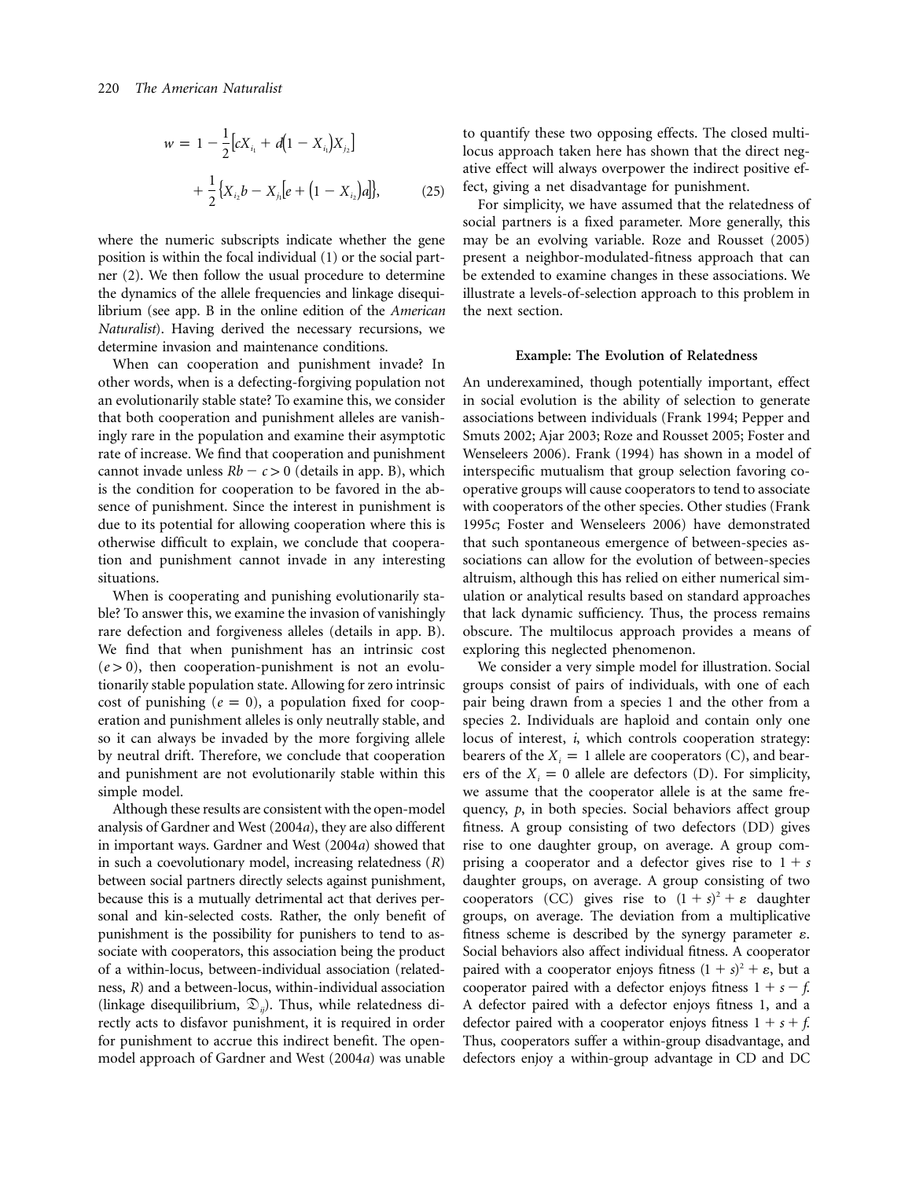$$w = 1 - \frac{1}{2}\left[cX_{i_1} + d\left(1 - X_{i_1}\right)X_{j_2}\right] + \frac{1}{2}\left\{X_{i_2}b - X_{j_1}\left[e + \left(1 - X_{i_2}\right)a\right]\right\}, \quad (25)$$

where the numeric subscripts indicate whether the gene position is within the focal individual (1) or the social partner (2). We then follow the usual procedure to determine the dynamics of the allele frequencies and linkage disequilibrium (see app. B in the online edition of the *American Naturalist*). Having derived the necessary recursions, we determine invasion and maintenance conditions.

When can cooperation and punishment invade? In other words, when is a defecting-forgiving population not an evolutionarily stable state? To examine this, we consider that both cooperation and punishment alleles are vanishingly rare in the population and examine their asymptotic rate of increase. We find that cooperation and punishment cannot invade unless $Rb - c > 0$ (details in app. B), which is the condition for cooperation to be favored in the absence of punishment. Since the interest in punishment is due to its potential for allowing cooperation where this is otherwise difficult to explain, we conclude that cooperation and punishment cannot invade in any interesting situations.

When is cooperating and punishing evolutionarily stable? To answer this, we examine the invasion of vanishingly rare defection and forgiveness alleles (details in app. B). We find that when punishment has an intrinsic cost ($e > 0$), then cooperation-punishment is not an evolutionarily stable population state. Allowing for zero intrinsic cost of punishing ($e = 0$), a population fixed for cooperation and punishment alleles is only neutrally stable, and so it can always be invaded by the more forgiving allele by neutral drift. Therefore, we conclude that cooperation and punishment are not evolutionarily stable within this simple model.

Although these results are consistent with the open-model analysis of Gardner and West (2004*a*), they are also different in important ways. Gardner and West (2004*a*) showed that in such a coevolutionary model, increasing relatedness ($R$) between social partners directly selects against punishment, because this is a mutually detrimental act that derives personal and kin-selected costs. Rather, the only benefit of punishment is the possibility for punishers to tend to associate with cooperators, this association being the product of a within-locus, between-individual association (relatedness, $R$) and a between-locus, within-individual association (linkage disequilibrium, $\mathfrak{D}_{ij}$). Thus, while relatedness directly acts to disfavor punishment, it is required in order for punishment to accrue this indirect benefit. The open-model approach of Gardner and West (2004*a*) was unable to quantify these two opposing effects. The closed multilocus approach taken here has shown that the direct negative effect will always overpower the indirect positive effect, giving a net disadvantage for punishment.

For simplicity, we have assumed that the relatedness of social partners is a fixed parameter. More generally, this may be an evolving variable. Roze and Rousset (2005) present a neighbor-modulated-fitness approach that can be extended to examine changes in these associations. We illustrate a levels-of-selection approach to this problem in the next section.

## Example: The Evolution of Relatedness

An underexamined, though potentially important, effect in social evolution is the ability of selection to generate associations between individuals (Frank 1994; Pepper and Smuts 2002; Ajar 2003; Roze and Rousset 2005; Foster and Wenseleers 2006). Frank (1994) has shown in a model of interspecific mutualism that group selection favoring cooperative groups will cause cooperators to tend to associate with cooperators of the other species. Other studies (Frank 1995*c*; Foster and Wenseleers 2006) have demonstrated that such spontaneous emergence of between-species associations can allow for the evolution of between-species altruism, although this has relied on either numerical simulation or analytical results based on standard approaches that lack dynamic sufficiency. Thus, the process remains obscure. The multilocus approach provides a means of exploring this neglected phenomenon.

We consider a very simple model for illustration. Social groups consist of pairs of individuals, with one of each pair being drawn from a species 1 and the other from a species 2. Individuals are haploid and contain only one locus of interest, $i$, which controls cooperation strategy: bearers of the $X_i = 1$ allele are cooperators (C), and bearers of the $X_i = 0$ allele are defectors (D). For simplicity, we assume that the cooperator allele is at the same frequency, $p$, in both species. Social behaviors affect group fitness. A group consisting of two defectors (DD) gives rise to one daughter group, on average. A group comprising a cooperator and a defector gives rise to $1 + s$ daughter groups, on average. A group consisting of two cooperators (CC) gives rise to $(1 + s)^2 + \varepsilon$ daughter groups, on average. The deviation from a multiplicative fitness scheme is described by the synergy parameter $\varepsilon$. Social behaviors also affect individual fitness. A cooperator paired with a cooperator enjoys fitness $(1 + s)^2 + \varepsilon$, but a cooperator paired with a defector enjoys fitness $1 + s - f$. A defector paired with a defector enjoys fitness 1, and a defector paired with a cooperator enjoys fitness $1 + s + f$. Thus, cooperators suffer a within-group disadvantage, and defectors enjoy a within-group advantage in CD and DC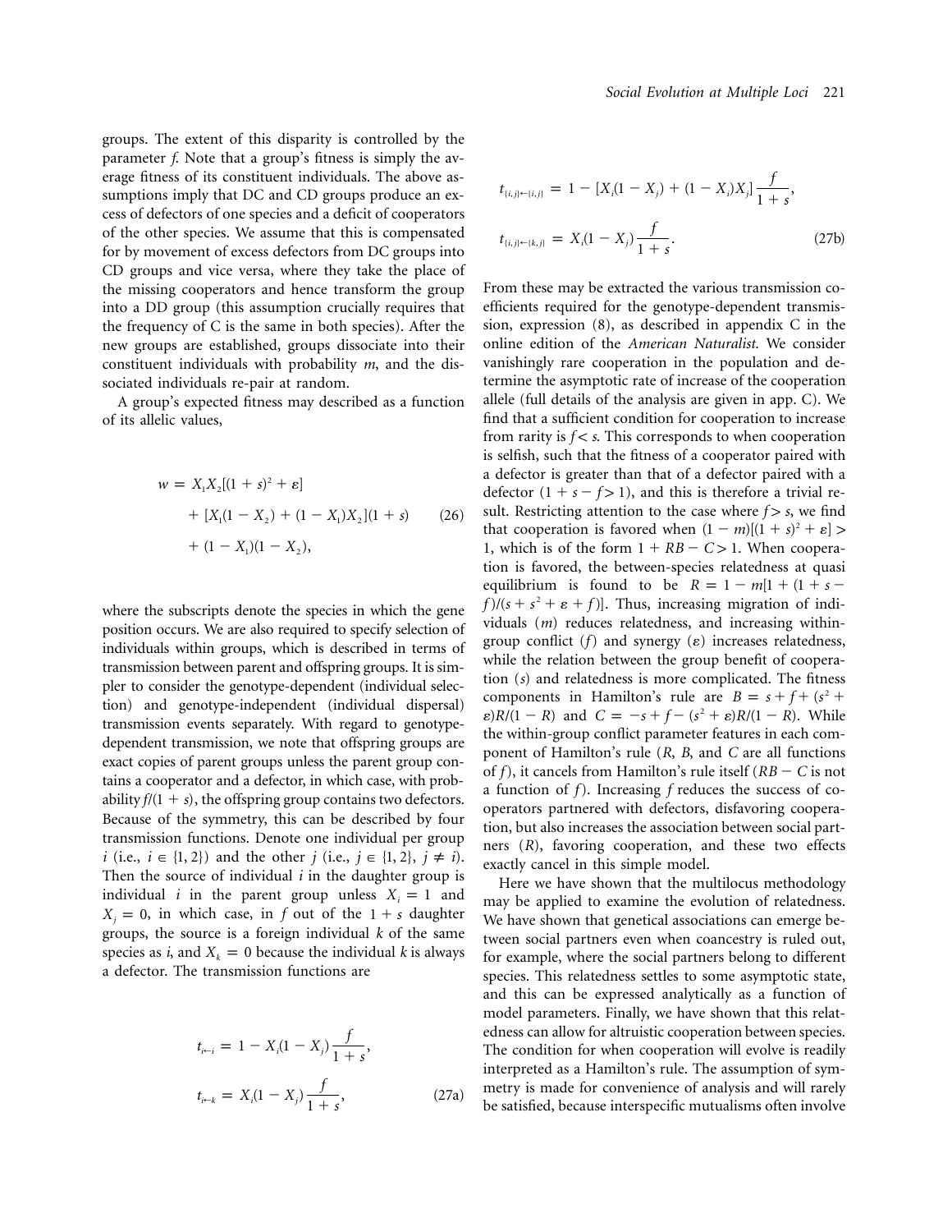groups. The extent of this disparity is controlled by the parameter $f$. Note that a group's fitness is simply the average fitness of its constituent individuals. The above assumptions imply that DC and CD groups produce an excess of defectors of one species and a deficit of cooperators of the other species. We assume that this is compensated for by movement of excess defectors from DC groups into CD groups and vice versa, where they take the place of the missing cooperators and hence transform the group into a DD group (this assumption crucially requires that the frequency of C is the same in both species). After the new groups are established, groups dissociate into their constituent individuals with probability $m$, and the dissociated individuals re-pair at random.

A group's expected fitness may described as a function of its allelic values,

$$
\begin{aligned}
w = {} & X_1X_2[(1+s)^2+\varepsilon] \\
& + [X_1(1-X_2)+(1-X_1)X_2](1+s) \\
& + (1-X_1)(1-X_2),
\end{aligned}
\tag{26}
$$

where the subscripts denote the species in which the gene position occurs. We are also required to specify selection of individuals within groups, which is described in terms of transmission between parent and offspring groups. It is simpler to consider the genotype-dependent (individual selection) and genotype-independent (individual dispersal) transmission events separately. With regard to genotype-dependent transmission, we note that offspring groups are exact copies of parent groups unless the parent group contains a cooperator and a defector, in which case, with probability $f/(1+s)$, the offspring group contains two defectors. Because of the symmetry, this can be described by four transmission functions. Denote one individual per group $i$ (i.e., $i \in \{1, 2\}$) and the other $j$ (i.e., $j \in \{1, 2\}$, $j \neq i$). Then the source of individual $i$ in the daughter group is individual $i$ in the parent group unless $X_i = 1$ and $X_j = 0$, in which case, in $f$ out of the $1 + s$ daughter groups, the source is a foreign individual $k$ of the same species as $i$, and $X_k = 0$ because the individual $k$ is always a defector. The transmission functions are

$$
\begin{aligned}
t_{i\leftarrow i} &= 1 - X_i(1-X_j)\frac{f}{1+s}, \\
t_{i\leftarrow k} &= X_i(1-X_j)\frac{f}{1+s},
\end{aligned}
\tag{27a}
$$

$$
\begin{aligned}
t_{\{i,j\}\leftarrow\{i,j\}} &= 1 - [X_i(1-X_j)+(1-X_i)X_j]\frac{f}{1+s}, \\
t_{\{i,j\}\leftarrow\{k,j\}} &= X_i(1-X_j)\frac{f}{1+s}.
\end{aligned}
\tag{27b}
$$

From these may be extracted the various transmission coefficients required for the genotype-dependent transmission, expression (8), as described in appendix C in the online edition of the *American Naturalist*. We consider vanishingly rare cooperation in the population and determine the asymptotic rate of increase of the cooperation allele (full details of the analysis are given in app. C). We find that a sufficient condition for cooperation to increase from rarity is $f < s$. This corresponds to when cooperation is selfish, such that the fitness of a cooperator paired with a defector is greater than that of a defector paired with a defector ($1 + s - f > 1$), and this is therefore a trivial result. Restricting attention to the case where $f > s$, we find that cooperation is favored when $(1-m)[(1+s)^2+\varepsilon] > 1$, which is of the form $1 + RB - C > 1$. When cooperation is favored, the between-species relatedness at quasi equilibrium is found to be $R = 1 - m[1 + (1+s-f)/(s+s^2+\varepsilon+f)]$. Thus, increasing migration of individuals ($m$) reduces relatedness, and increasing within-group conflict ($f$) and synergy ($\varepsilon$) increases relatedness, while the relation between the group benefit of cooperation ($s$) and relatedness is more complicated. The fitness components in Hamilton's rule are $B = s + f + (s^2 + \varepsilon)R/(1-R)$ and $C = -s + f - (s^2+\varepsilon)R/(1-R)$. While the within-group conflict parameter features in each component of Hamilton's rule ($R$, $B$, and $C$ are all functions of $f$), it cancels from Hamilton's rule itself ($RB - C$ is not a function of $f$). Increasing $f$ reduces the success of cooperators partnered with defectors, disfavoring cooperation, but also increases the association between social partners ($R$), favoring cooperation, and these two effects exactly cancel in this simple model.

Here we have shown that the multilocus methodology may be applied to examine the evolution of relatedness. We have shown that genetical associations can emerge between social partners even when coancestry is ruled out, for example, where the social partners belong to different species. This relatedness settles to some asymptotic state, and this can be expressed analytically as a function of model parameters. Finally, we have shown that this relatedness can allow for altruistic cooperation between species. The condition for when cooperation will evolve is readily interpreted as a Hamilton's rule. The assumption of symmetry is made for convenience of analysis and will rarely be satisfied, because interspecific mutualisms often involve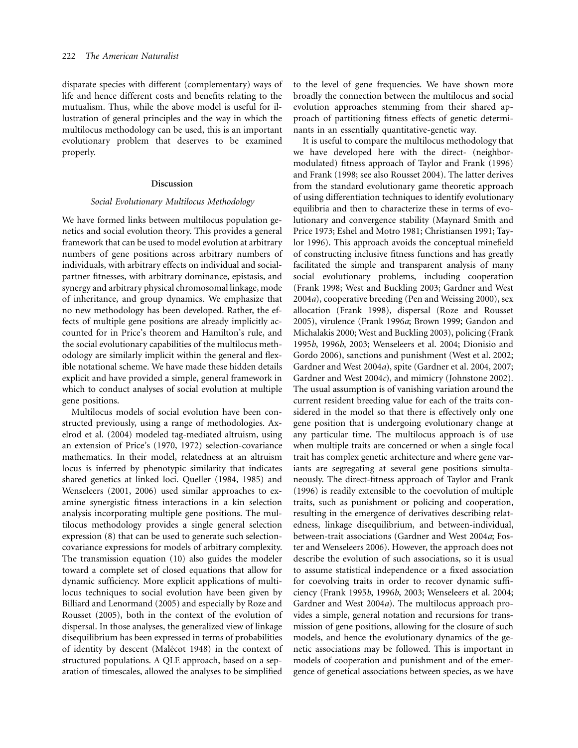disparate species with different (complementary) ways of life and hence different costs and benefits relating to the mutualism. Thus, while the above model is useful for illustration of general principles and the way in which the multilocus methodology can be used, this is an important evolutionary problem that deserves to be examined properly.

## Discussion

### *Social Evolutionary Multilocus Methodology*

We have formed links between multilocus population genetics and social evolution theory. This provides a general framework that can be used to model evolution at arbitrary numbers of gene positions across arbitrary numbers of individuals, with arbitrary effects on individual and social-partner fitnesses, with arbitrary dominance, epistasis, and synergy and arbitrary physical chromosomal linkage, mode of inheritance, and group dynamics. We emphasize that no new methodology has been developed. Rather, the effects of multiple gene positions are already implicitly accounted for in Price's theorem and Hamilton's rule, and the social evolutionary capabilities of the multilocus methodology are similarly implicit within the general and flexible notational scheme. We have made these hidden details explicit and have provided a simple, general framework in which to conduct analyses of social evolution at multiple gene positions.

Multilocus models of social evolution have been constructed previously, using a range of methodologies. Axelrod et al. (2004) modeled tag-mediated altruism, using an extension of Price's (1970, 1972) selection-covariance mathematics. In their model, relatedness at an altruism locus is inferred by phenotypic similarity that indicates shared genetics at linked loci. Queller (1984, 1985) and Wenseleers (2001, 2006) used similar approaches to examine synergistic fitness interactions in a kin selection analysis incorporating multiple gene positions. The multilocus methodology provides a single general selection expression (8) that can be used to generate such selection-covariance expressions for models of arbitrary complexity. The transmission equation (10) also guides the modeler toward a complete set of closed equations that allow for dynamic sufficiency. More explicit applications of multilocus techniques to social evolution have been given by Billiard and Lenormand (2005) and especially by Roze and Rousset (2005), both in the context of the evolution of dispersal. In those analyses, the generalized view of linkage disequilibrium has been expressed in terms of probabilities of identity by descent (Malécot 1948) in the context of structured populations. A QLE approach, based on a separation of timescales, allowed the analyses to be simplified to the level of gene frequencies. We have shown more broadly the connection between the multilocus and social evolution approaches stemming from their shared approach of partitioning fitness effects of genetic determinants in an essentially quantitative-genetic way.

It is useful to compare the multilocus methodology that we have developed here with the direct- (neighbor-modulated) fitness approach of Taylor and Frank (1996) and Frank (1998; see also Rousset 2004). The latter derives from the standard evolutionary game theoretic approach of using differentiation techniques to identify evolutionary equilibria and then to characterize these in terms of evolutionary and convergence stability (Maynard Smith and Price 1973; Eshel and Motro 1981; Christiansen 1991; Taylor 1996). This approach avoids the conceptual minefield of constructing inclusive fitness functions and has greatly facilitated the simple and transparent analysis of many social evolutionary problems, including cooperation (Frank 1998; West and Buckling 2003; Gardner and West 2004*a*), cooperative breeding (Pen and Weissing 2000), sex allocation (Frank 1998), dispersal (Roze and Rousset 2005), virulence (Frank 1996*a*; Brown 1999; Gandon and Michalakis 2000; West and Buckling 2003), policing (Frank 1995*b*, 1996*b*, 2003; Wenseleers et al. 2004; Dionisio and Gordo 2006), sanctions and punishment (West et al. 2002; Gardner and West 2004*a*), spite (Gardner et al. 2004, 2007; Gardner and West 2004*c*), and mimicry (Johnstone 2002). The usual assumption is of vanishing variation around the current resident breeding value for each of the traits considered in the model so that there is effectively only one gene position that is undergoing evolutionary change at any particular time. The multilocus approach is of use when multiple traits are concerned or when a single focal trait has complex genetic architecture and where gene variants are segregating at several gene positions simultaneously. The direct-fitness approach of Taylor and Frank (1996) is readily extensible to the coevolution of multiple traits, such as punishment or policing and cooperation, resulting in the emergence of derivatives describing relatedness, linkage disequilibrium, and between-individual, between-trait associations (Gardner and West 2004*a*; Foster and Wenseleers 2006). However, the approach does not describe the evolution of such associations, so it is usual to assume statistical independence or a fixed association for coevolving traits in order to recover dynamic sufficiency (Frank 1995*b*, 1996*b*, 2003; Wenseleers et al. 2004; Gardner and West 2004*a*). The multilocus approach provides a simple, general notation and recursions for transmission of gene positions, allowing for the closure of such models, and hence the evolutionary dynamics of the genetic associations may be followed. This is important in models of cooperation and punishment and of the emergence of genetical associations between species, as we have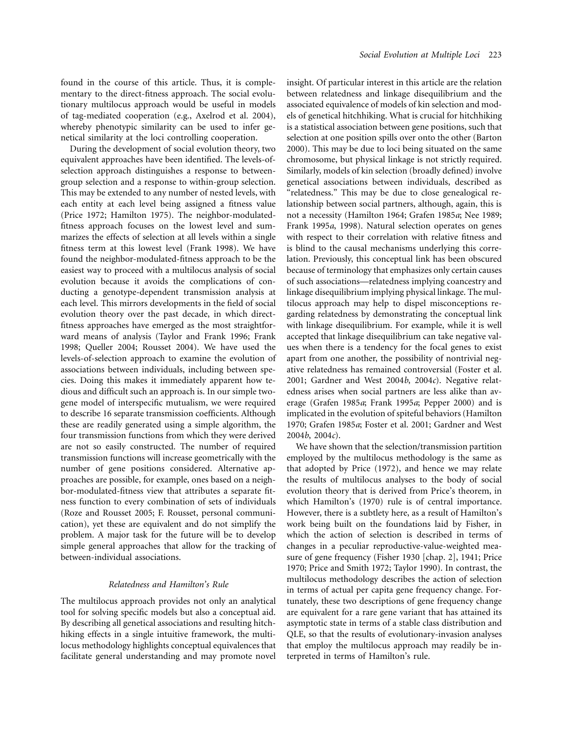found in the course of this article. Thus, it is complementary to the direct-fitness approach. The social evolutionary multilocus approach would be useful in models of tag-mediated cooperation (e.g., Axelrod et al. 2004), whereby phenotypic similarity can be used to infer genetical similarity at the loci controlling cooperation.

During the development of social evolution theory, two equivalent approaches have been identified. The levels-of-selection approach distinguishes a response to between-group selection and a response to within-group selection. This may be extended to any number of nested levels, with each entity at each level being assigned a fitness value (Price 1972; Hamilton 1975). The neighbor-modulated-fitness approach focuses on the lowest level and summarizes the effects of selection at all levels within a single fitness term at this lowest level (Frank 1998). We have found the neighbor-modulated-fitness approach to be the easiest way to proceed with a multilocus analysis of social evolution because it avoids the complications of conducting a genotype-dependent transmission analysis at each level. This mirrors developments in the field of social evolution theory over the past decade, in which direct-fitness approaches have emerged as the most straightforward means of analysis (Taylor and Frank 1996; Frank 1998; Queller 2004; Rousset 2004). We have used the levels-of-selection approach to examine the evolution of associations between individuals, including between species. Doing this makes it immediately apparent how tedious and difficult such an approach is. In our simple two-gene model of interspecific mutualism, we were required to describe 16 separate transmission coefficients. Although these are readily generated using a simple algorithm, the four transmission functions from which they were derived are not so easily constructed. The number of required transmission functions will increase geometrically with the number of gene positions considered. Alternative approaches are possible, for example, ones based on a neighbor-modulated-fitness view that attributes a separate fitness function to every combination of sets of individuals (Roze and Rousset 2005; F. Rousset, personal communication), yet these are equivalent and do not simplify the problem. A major task for the future will be to develop simple general approaches that allow for the tracking of between-individual associations.

### *Relatedness and Hamilton's Rule*

The multilocus approach provides not only an analytical tool for solving specific models but also a conceptual aid. By describing all genetical associations and resulting hitchhiking effects in a single intuitive framework, the multilocus methodology highlights conceptual equivalences that facilitate general understanding and may promote novel insight. Of particular interest in this article are the relation between relatedness and linkage disequilibrium and the associated equivalence of models of kin selection and models of genetical hitchhiking. What is crucial for hitchhiking is a statistical association between gene positions, such that selection at one position spills over onto the other (Barton 2000). This may be due to loci being situated on the same chromosome, but physical linkage is not strictly required. Similarly, models of kin selection (broadly defined) involve genetical associations between individuals, described as "relatedness." This may be due to close genealogical relationship between social partners, although, again, this is not a necessity (Hamilton 1964; Grafen 1985*a*; Nee 1989; Frank 1995*a*, 1998). Natural selection operates on genes with respect to their correlation with relative fitness and is blind to the causal mechanisms underlying this correlation. Previously, this conceptual link has been obscured because of terminology that emphasizes only certain causes of such associations—relatedness implying coancestry and linkage disequilibrium implying physical linkage. The multilocus approach may help to dispel misconceptions regarding relatedness by demonstrating the conceptual link with linkage disequilibrium. For example, while it is well accepted that linkage disequilibrium can take negative values when there is a tendency for the focal genes to exist apart from one another, the possibility of nontrivial negative relatedness has remained controversial (Foster et al. 2001; Gardner and West 2004*b*, 2004*c*). Negative relatedness arises when social partners are less alike than average (Grafen 1985*a*; Frank 1995*a*; Pepper 2000) and is implicated in the evolution of spiteful behaviors (Hamilton 1970; Grafen 1985*a*; Foster et al. 2001; Gardner and West 2004*b*, 2004*c*).

We have shown that the selection/transmission partition employed by the multilocus methodology is the same as that adopted by Price (1972), and hence we may relate the results of multilocus analyses to the body of social evolution theory that is derived from Price's theorem, in which Hamilton's (1970) rule is of central importance. However, there is a subtlety here, as a result of Hamilton's work being built on the foundations laid by Fisher, in which the action of selection is described in terms of changes in a peculiar reproductive-value-weighted measure of gene frequency (Fisher 1930 [chap. 2], 1941; Price 1970; Price and Smith 1972; Taylor 1990). In contrast, the multilocus methodology describes the action of selection in terms of actual per capita gene frequency change. Fortunately, these two descriptions of gene frequency change are equivalent for a rare gene variant that has attained its asymptotic state in terms of a stable class distribution and QLE, so that the results of evolutionary-invasion analyses that employ the multilocus approach may readily be interpreted in terms of Hamilton's rule.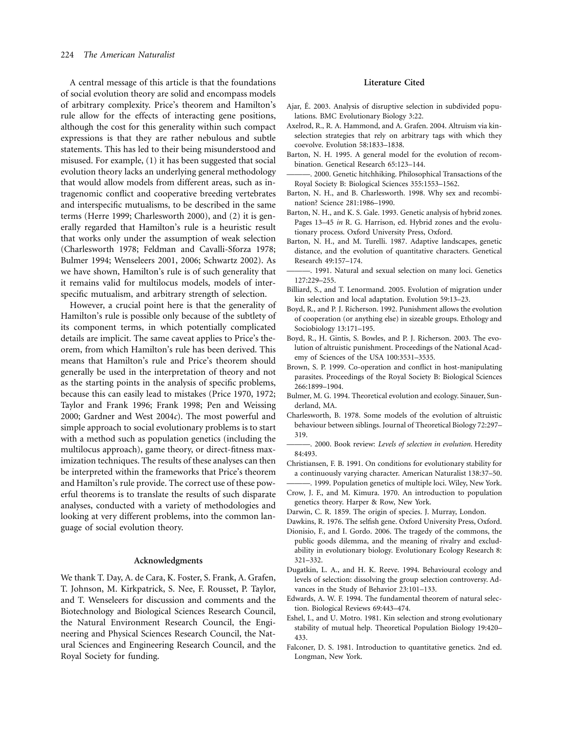A central message of this article is that the foundations of social evolution theory are solid and encompass models of arbitrary complexity. Price's theorem and Hamilton's rule allow for the effects of interacting gene positions, although the cost for this generality within such compact expressions is that they are rather nebulous and subtle statements. This has led to their being misunderstood and misused. For example, (1) it has been suggested that social evolution theory lacks an underlying general methodology that would allow models from different areas, such as intragenomic conflict and cooperative breeding vertebrates and interspecific mutualisms, to be described in the same terms (Herre 1999; Charlesworth 2000), and (2) it is generally regarded that Hamilton's rule is a heuristic result that works only under the assumption of weak selection (Charlesworth 1978; Feldman and Cavalli-Sforza 1978; Bulmer 1994; Wenseleers 2001, 2006; Schwartz 2002). As we have shown, Hamilton's rule is of such generality that it remains valid for multilocus models, models of interspecific mutualism, and arbitrary strength of selection.

However, a crucial point here is that the generality of Hamilton's rule is possible only because of the subtlety of its component terms, in which potentially complicated details are implicit. The same caveat applies to Price's theorem, from which Hamilton's rule has been derived. This means that Hamilton's rule and Price's theorem should generally be used in the interpretation of theory and not as the starting points in the analysis of specific problems, because this can easily lead to mistakes (Price 1970, 1972; Taylor and Frank 1996; Frank 1998; Pen and Weissing 2000; Gardner and West 2004*c*). The most powerful and simple approach to social evolutionary problems is to start with a method such as population genetics (including the multilocus approach), game theory, or direct-fitness maximization techniques. The results of these analyses can then be interpreted within the frameworks that Price's theorem and Hamilton's rule provide. The correct use of these powerful theorems is to translate the results of such disparate analyses, conducted with a variety of methodologies and looking at very different problems, into the common language of social evolution theory.

## Acknowledgments

We thank T. Day, A. de Cara, K. Foster, S. Frank, A. Grafen, T. Johnson, M. Kirkpatrick, S. Nee, F. Rousset, P. Taylor, and T. Wenseleers for discussion and comments and the Biotechnology and Biological Sciences Research Council, the Natural Environment Research Council, the Engineering and Physical Sciences Research Council, the Natural Sciences and Engineering Research Council, and the Royal Society for funding.

## Literature Cited

Ajar, É. 2003. Analysis of disruptive selection in subdivided populations. BMC Evolutionary Biology 3:22.

Axelrod, R., R. A. Hammond, and A. Grafen. 2004. Altruism via kin-selection strategies that rely on arbitrary tags with which they coevolve. Evolution 58:1833–1838.

Barton, N. H. 1995. A general model for the evolution of recombination. Genetical Research 65:123–144.

———. 2000. Genetic hitchhiking. Philosophical Transactions of the Royal Society B: Biological Sciences 355:1553–1562.

Barton, N. H., and B. Charlesworth. 1998. Why sex and recombination? Science 281:1986–1990.

Barton, N. H., and K. S. Gale. 1993. Genetic analysis of hybrid zones. Pages 13–45 *in* R. G. Harrison, ed. Hybrid zones and the evolutionary process. Oxford University Press, Oxford.

Barton, N. H., and M. Turelli. 1987. Adaptive landscapes, genetic distance, and the evolution of quantitative characters. Genetical Research 49:157–174.

———. 1991. Natural and sexual selection on many loci. Genetics 127:229–255.

Billiard, S., and T. Lenormand. 2005. Evolution of migration under kin selection and local adaptation. Evolution 59:13–23.

Boyd, R., and P. J. Richerson. 1992. Punishment allows the evolution of cooperation (or anything else) in sizeable groups. Ethology and Sociobiology 13:171–195.

Boyd, R., H. Gintis, S. Bowles, and P. J. Richerson. 2003. The evolution of altruistic punishment. Proceedings of the National Academy of Sciences of the USA 100:3531–3535.

Brown, S. P. 1999. Co-operation and conflict in host-manipulating parasites. Proceedings of the Royal Society B: Biological Sciences 266:1899–1904.

Bulmer, M. G. 1994. Theoretical evolution and ecology. Sinauer, Sunderland, MA.

Charlesworth, B. 1978. Some models of the evolution of altruistic behaviour between siblings. Journal of Theoretical Biology 72:297–319.

———. 2000. Book review: *Levels of selection in evolution*. Heredity 84:493.

Christiansen, F. B. 1991. On conditions for evolutionary stability for a continuously varying character. American Naturalist 138:37–50.

———. 1999. Population genetics of multiple loci. Wiley, New York.

Crow, J. F., and M. Kimura. 1970. An introduction to population genetics theory. Harper & Row, New York.

Darwin, C. R. 1859. The origin of species. J. Murray, London.

Dawkins, R. 1976. The selfish gene. Oxford University Press, Oxford.

Dionisio, F., and I. Gordo. 2006. The tragedy of the commons, the public goods dilemma, and the meaning of rivalry and excludability in evolutionary biology. Evolutionary Ecology Research 8:321–332.

Dugatkin, L. A., and H. K. Reeve. 1994. Behavioural ecology and levels of selection: dissolving the group selection controversy. Advances in the Study of Behavior 23:101–133.

Edwards, A. W. F. 1994. The fundamental theorem of natural selection. Biological Reviews 69:443–474.

Eshel, I., and U. Motro. 1981. Kin selection and strong evolutionary stability of mutual help. Theoretical Population Biology 19:420–433.

Falconer, D. S. 1981. Introduction to quantitative genetics. 2nd ed. Longman, New York.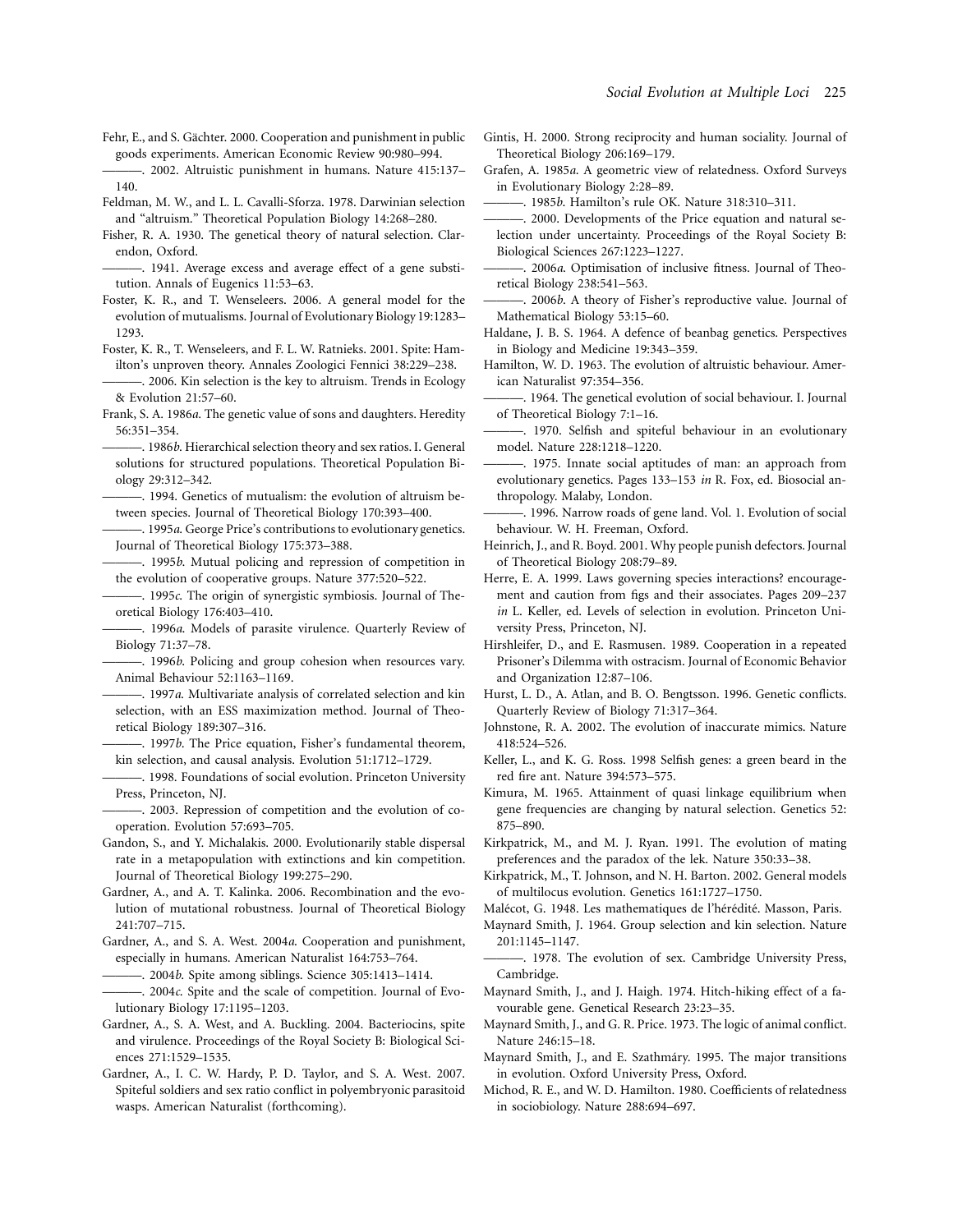Fehr, E., and S. Gächter. 2000. Cooperation and punishment in public goods experiments. American Economic Review 90:980–994.

———. 2002. Altruistic punishment in humans. Nature 415:137–140.

Feldman, M. W., and L. L. Cavalli-Sforza. 1978. Darwinian selection and "altruism." Theoretical Population Biology 14:268–280.

Fisher, R. A. 1930. The genetical theory of natural selection. Clarendon, Oxford.

———. 1941. Average excess and average effect of a gene substitution. Annals of Eugenics 11:53–63.

Foster, K. R., and T. Wenseleers. 2006. A general model for the evolution of mutualisms. Journal of Evolutionary Biology 19:1283–1293.

Foster, K. R., T. Wenseleers, and F. L. W. Ratnieks. 2001. Spite: Hamilton's unproven theory. Annales Zoologici Fennici 38:229–238.

———. 2006. Kin selection is the key to altruism. Trends in Ecology & Evolution 21:57–60.

Frank, S. A. 1986*a*. The genetic value of sons and daughters. Heredity 56:351–354.

———. 1986*b*. Hierarchical selection theory and sex ratios. I. General solutions for structured populations. Theoretical Population Biology 29:312–342.

———. 1994. Genetics of mutualism: the evolution of altruism between species. Journal of Theoretical Biology 170:393–400.

———. 1995*a*. George Price's contributions to evolutionary genetics. Journal of Theoretical Biology 175:373–388.

———. 1995*b*. Mutual policing and repression of competition in the evolution of cooperative groups. Nature 377:520–522.

———. 1995*c*. The origin of synergistic symbiosis. Journal of Theoretical Biology 176:403–410.

———. 1996*a*. Models of parasite virulence. Quarterly Review of Biology 71:37–78.

———. 1996*b*. Policing and group cohesion when resources vary. Animal Behaviour 52:1163–1169.

———. 1997*a*. Multivariate analysis of correlated selection and kin selection, with an ESS maximization method. Journal of Theoretical Biology 189:307–316.

———. 1997*b*. The Price equation, Fisher's fundamental theorem, kin selection, and causal analysis. Evolution 51:1712–1729.

———. 1998. Foundations of social evolution. Princeton University Press, Princeton, NJ.

———. 2003. Repression of competition and the evolution of cooperation. Evolution 57:693–705.

Gandon, S., and Y. Michalakis. 2000. Evolutionarily stable dispersal rate in a metapopulation with extinctions and kin competition. Journal of Theoretical Biology 199:275–290.

Gardner, A., and A. T. Kalinka. 2006. Recombination and the evolution of mutational robustness. Journal of Theoretical Biology 241:707–715.

Gardner, A., and S. A. West. 2004*a*. Cooperation and punishment, especially in humans. American Naturalist 164:753–764.

———. 2004*b*. Spite among siblings. Science 305:1413–1414.

———. 2004*c*. Spite and the scale of competition. Journal of Evolutionary Biology 17:1195–1203.

Gardner, A., S. A. West, and A. Buckling. 2004. Bacteriocins, spite and virulence. Proceedings of the Royal Society B: Biological Sciences 271:1529–1535.

Gardner, A., I. C. W. Hardy, P. D. Taylor, and S. A. West. 2007. Spiteful soldiers and sex ratio conflict in polyembryonic parasitoid wasps. American Naturalist (forthcoming).

Gintis, H. 2000. Strong reciprocity and human sociality. Journal of Theoretical Biology 206:169–179.

Grafen, A. 1985*a*. A geometric view of relatedness. Oxford Surveys in Evolutionary Biology 2:28–89.

———. 1985*b*. Hamilton's rule OK. Nature 318:310–311.

———. 2000. Developments of the Price equation and natural selection under uncertainty. Proceedings of the Royal Society B: Biological Sciences 267:1223–1227.

———. 2006*a*. Optimisation of inclusive fitness. Journal of Theoretical Biology 238:541–563.

———. 2006*b*. A theory of Fisher's reproductive value. Journal of Mathematical Biology 53:15–60.

Haldane, J. B. S. 1964. A defence of beanbag genetics. Perspectives in Biology and Medicine 19:343–359.

Hamilton, W. D. 1963. The evolution of altruistic behaviour. American Naturalist 97:354–356.

———. 1964. The genetical evolution of social behaviour. I. Journal of Theoretical Biology 7:1–16.

———. 1970. Selfish and spiteful behaviour in an evolutionary model. Nature 228:1218–1220.

———. 1975. Innate social aptitudes of man: an approach from evolutionary genetics. Pages 133–153 *in* R. Fox, ed. Biosocial anthropology. Malaby, London.

———. 1996. Narrow roads of gene land. Vol. 1. Evolution of social behaviour. W. H. Freeman, Oxford.

Heinrich, J., and R. Boyd. 2001. Why people punish defectors. Journal of Theoretical Biology 208:79–89.

Herre, E. A. 1999. Laws governing species interactions? encouragement and caution from figs and their associates. Pages 209–237 *in* L. Keller, ed. Levels of selection in evolution. Princeton University Press, Princeton, NJ.

Hirshleifer, D., and E. Rasmusen. 1989. Cooperation in a repeated Prisoner's Dilemma with ostracism. Journal of Economic Behavior and Organization 12:87–106.

Hurst, L. D., A. Atlan, and B. O. Bengtsson. 1996. Genetic conflicts. Quarterly Review of Biology 71:317–364.

Johnstone, R. A. 2002. The evolution of inaccurate mimics. Nature 418:524–526.

Keller, L., and K. G. Ross. 1998 Selfish genes: a green beard in the red fire ant. Nature 394:573–575.

Kimura, M. 1965. Attainment of quasi linkage equilibrium when gene frequencies are changing by natural selection. Genetics 52: 875–890.

Kirkpatrick, M., and M. J. Ryan. 1991. The evolution of mating preferences and the paradox of the lek. Nature 350:33–38.

Kirkpatrick, M., T. Johnson, and N. H. Barton. 2002. General models of multilocus evolution. Genetics 161:1727–1750.

Malécot, G. 1948. Les mathematiques de l'hérédité. Masson, Paris.

Maynard Smith, J. 1964. Group selection and kin selection. Nature 201:1145–1147.

———. 1978. The evolution of sex. Cambridge University Press, Cambridge.

Maynard Smith, J., and J. Haigh. 1974. Hitch-hiking effect of a favourable gene. Genetical Research 23:23–35.

Maynard Smith, J., and G. R. Price. 1973. The logic of animal conflict. Nature 246:15–18.

Maynard Smith, J., and E. Szathmáry. 1995. The major transitions in evolution. Oxford University Press, Oxford.

Michod, R. E., and W. D. Hamilton. 1980. Coefficients of relatedness in sociobiology. Nature 288:694–697.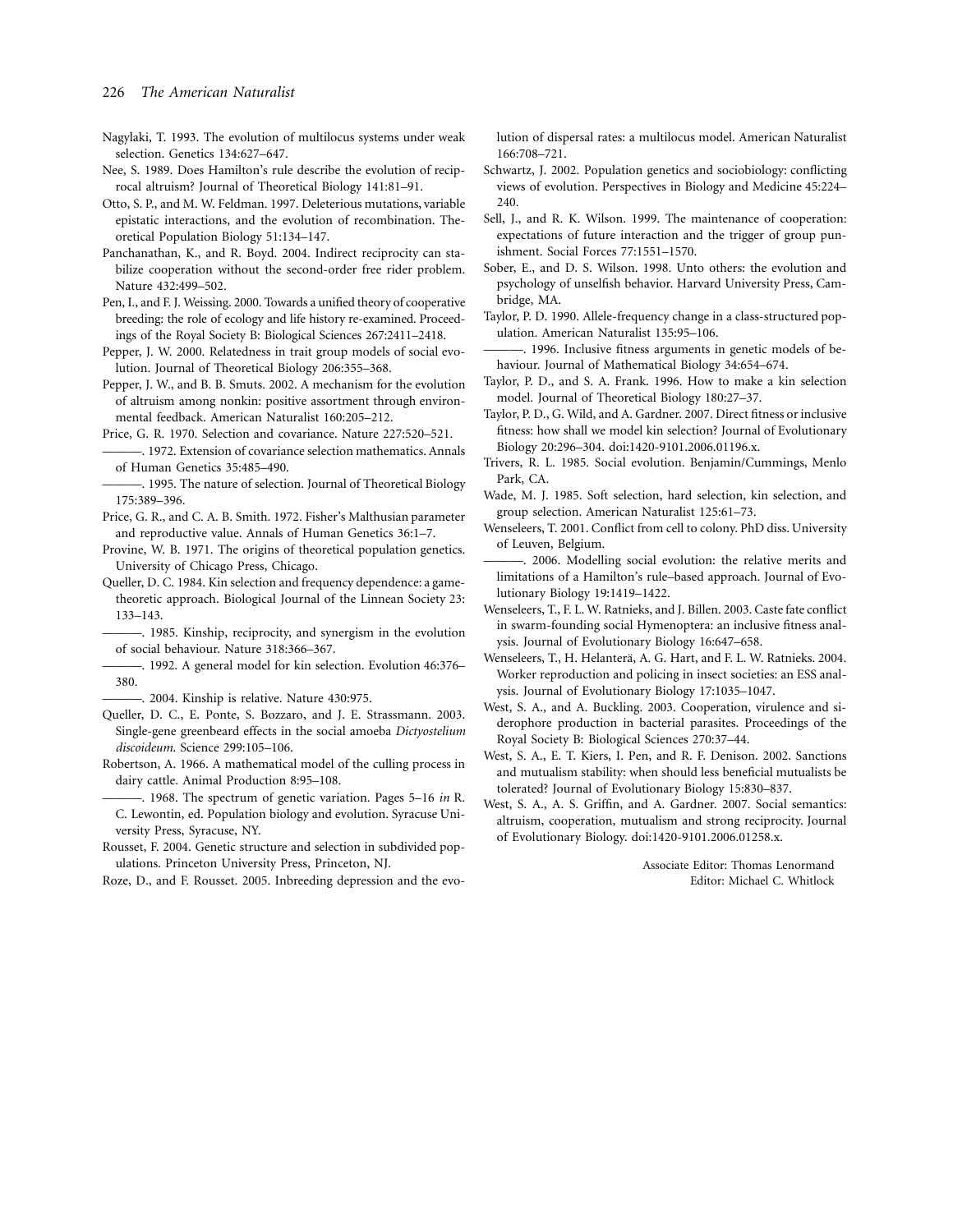Nagylaki, T. 1993. The evolution of multilocus systems under weak selection. Genetics 134:627–647.

Nee, S. 1989. Does Hamilton's rule describe the evolution of reciprocal altruism? Journal of Theoretical Biology 141:81–91.

Otto, S. P., and M. W. Feldman. 1997. Deleterious mutations, variable epistatic interactions, and the evolution of recombination. Theoretical Population Biology 51:134–147.

Panchanathan, K., and R. Boyd. 2004. Indirect reciprocity can stabilize cooperation without the second-order free rider problem. Nature 432:499–502.

Pen, I., and F. J. Weissing. 2000. Towards a unified theory of cooperative breeding: the role of ecology and life history re-examined. Proceedings of the Royal Society B: Biological Sciences 267:2411–2418.

Pepper, J. W. 2000. Relatedness in trait group models of social evolution. Journal of Theoretical Biology 206:355–368.

Pepper, J. W., and B. B. Smuts. 2002. A mechanism for the evolution of altruism among nonkin: positive assortment through environmental feedback. American Naturalist 160:205–212.

Price, G. R. 1970. Selection and covariance. Nature 227:520–521.

———. 1972. Extension of covariance selection mathematics. Annals of Human Genetics 35:485–490.

———. 1995. The nature of selection. Journal of Theoretical Biology 175:389–396.

Price, G. R., and C. A. B. Smith. 1972. Fisher's Malthusian parameter and reproductive value. Annals of Human Genetics 36:1–7.

Provine, W. B. 1971. The origins of theoretical population genetics. University of Chicago Press, Chicago.

Queller, D. C. 1984. Kin selection and frequency dependence: a game-theoretic approach. Biological Journal of the Linnean Society 23: 133–143.

———. 1985. Kinship, reciprocity, and synergism in the evolution of social behaviour. Nature 318:366–367.

———. 1992. A general model for kin selection. Evolution 46:376–380.

———. 2004. Kinship is relative. Nature 430:975.

Queller, D. C., E. Ponte, S. Bozzaro, and J. E. Strassmann. 2003. Single-gene greenbeard effects in the social amoeba *Dictyostelium discoideum*. Science 299:105–106.

Robertson, A. 1966. A mathematical model of the culling process in dairy cattle. Animal Production 8:95–108.

———. 1968. The spectrum of genetic variation. Pages 5–16 *in* R. C. Lewontin, ed. Population biology and evolution. Syracuse University Press, Syracuse, NY.

Rousset, F. 2004. Genetic structure and selection in subdivided populations. Princeton University Press, Princeton, NJ.

Roze, D., and F. Rousset. 2005. Inbreeding depression and the evolution of dispersal rates: a multilocus model. American Naturalist 166:708–721.

Schwartz, J. 2002. Population genetics and sociobiology: conflicting views of evolution. Perspectives in Biology and Medicine 45:224–240.

Sell, J., and R. K. Wilson. 1999. The maintenance of cooperation: expectations of future interaction and the trigger of group punishment. Social Forces 77:1551–1570.

Sober, E., and D. S. Wilson. 1998. Unto others: the evolution and psychology of unselfish behavior. Harvard University Press, Cambridge, MA.

Taylor, P. D. 1990. Allele-frequency change in a class-structured population. American Naturalist 135:95–106.

———. 1996. Inclusive fitness arguments in genetic models of behaviour. Journal of Mathematical Biology 34:654–674.

Taylor, P. D., and S. A. Frank. 1996. How to make a kin selection model. Journal of Theoretical Biology 180:27–37.

Taylor, P. D., G. Wild, and A. Gardner. 2007. Direct fitness or inclusive fitness: how shall we model kin selection? Journal of Evolutionary Biology 20:296–304. doi:1420-9101.2006.01196.x.

Trivers, R. L. 1985. Social evolution. Benjamin/Cummings, Menlo Park, CA.

Wade, M. J. 1985. Soft selection, hard selection, kin selection, and group selection. American Naturalist 125:61–73.

Wenseleers, T. 2001. Conflict from cell to colony. PhD diss. University of Leuven, Belgium.

———. 2006. Modelling social evolution: the relative merits and limitations of a Hamilton's rule–based approach. Journal of Evolutionary Biology 19:1419–1422.

Wenseleers, T., F. L. W. Ratnieks, and J. Billen. 2003. Caste fate conflict in swarm-founding social Hymenoptera: an inclusive fitness analysis. Journal of Evolutionary Biology 16:647–658.

Wenseleers, T., H. Helanterä, A. G. Hart, and F. L. W. Ratnieks. 2004. Worker reproduction and policing in insect societies: an ESS analysis. Journal of Evolutionary Biology 17:1035–1047.

West, S. A., and A. Buckling. 2003. Cooperation, virulence and siderophore production in bacterial parasites. Proceedings of the Royal Society B: Biological Sciences 270:37–44.

West, S. A., E. T. Kiers, I. Pen, and R. F. Denison. 2002. Sanctions and mutualism stability: when should less beneficial mutualists be tolerated? Journal of Evolutionary Biology 15:830–837.

West, S. A., A. S. Griffin, and A. Gardner. 2007. Social semantics: altruism, cooperation, mutualism and strong reciprocity. Journal of Evolutionary Biology. doi:1420-9101.2006.01258.x.

Associate Editor: Thomas Lenormand
Editor: Michael C. Whitlock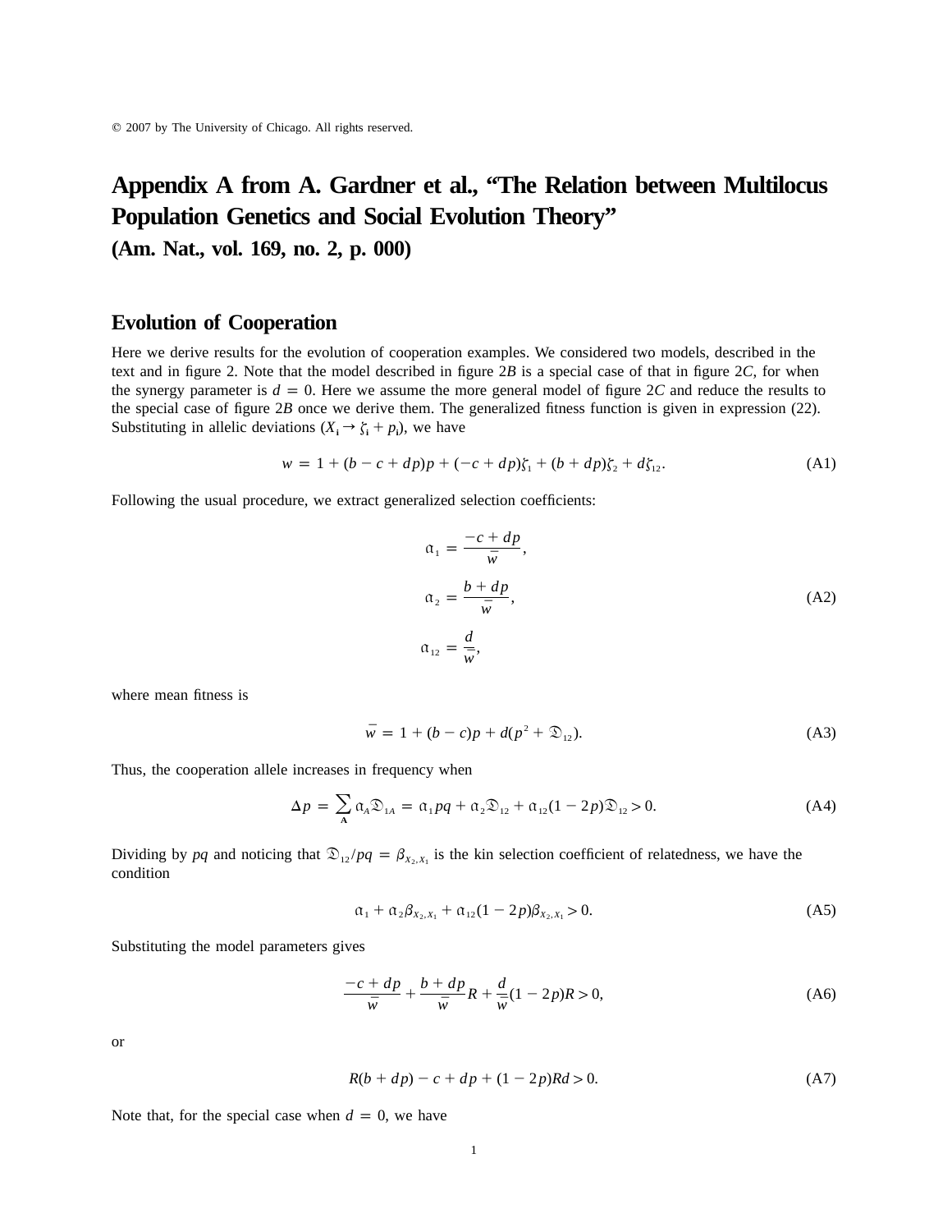© 2007 by The University of Chicago. All rights reserved.

# Appendix A from A. Gardner et al., "The Relation between Multilocus Population Genetics and Social Evolution Theory"

**(Am. Nat., vol. 169, no. 2, p. 000)**

## Evolution of Cooperation

Here we derive results for the evolution of cooperation examples. We considered two models, described in the text and in figure 2. Note that the model described in figure 2*B* is a special case of that in figure 2*C*, for when the synergy parameter is $d = 0$. Here we assume the more general model of figure 2*C* and reduce the results to the special case of figure 2*B* once we derive them. The generalized fitness function is given in expression (22). Substituting in allelic deviations ($X_\mathbf{i} \rightarrow \zeta_\mathbf{i} + p_\mathbf{i}$), we have

$$w = 1 + (b - c + dp)p + (-c + dp)\zeta_1 + (b + dp)\zeta_2 + d\zeta_{12}. \tag{A1}$$

Following the usual procedure, we extract generalized selection coefficients:

$$\begin{aligned}
\mathfrak{a}_1 &= \frac{-c + dp}{\bar{w}}, \\
\mathfrak{a}_2 &= \frac{b + dp}{\bar{w}}, \\
\mathfrak{a}_{12} &= \frac{d}{\bar{w}},
\end{aligned} \tag{A2}$$

where mean fitness is

$$\bar{w} = 1 + (b - c)p + d(p^2 + \mathfrak{D}_{12}). \tag{A3}$$

Thus, the cooperation allele increases in frequency when

$$\Delta p = \sum_{\mathbf{A}} \mathfrak{a}_A \mathfrak{D}_{1A} = \mathfrak{a}_1 pq + \mathfrak{a}_2 \mathfrak{D}_{12} + \mathfrak{a}_{12}(1 - 2p)\mathfrak{D}_{12} > 0. \tag{A4}$$

Dividing by $pq$ and noticing that $\mathfrak{D}_{12}/pq = \beta_{X_2,X_1}$ is the kin selection coefficient of relatedness, we have the condition

$$\mathfrak{a}_1 + \mathfrak{a}_2\beta_{X_2,X_1} + \mathfrak{a}_{12}(1 - 2p)\beta_{X_2,X_1} > 0. \tag{A5}$$

Substituting the model parameters gives

$$\frac{-c + dp}{\bar{w}} + \frac{b + dp}{\bar{w}}R + \frac{d}{\bar{w}}(1 - 2p)R > 0, \tag{A6}$$

or

$$R(b + dp) - c + dp + (1 - 2p)Rd > 0. \tag{A7}$$

Note that, for the special case when $d = 0$, we have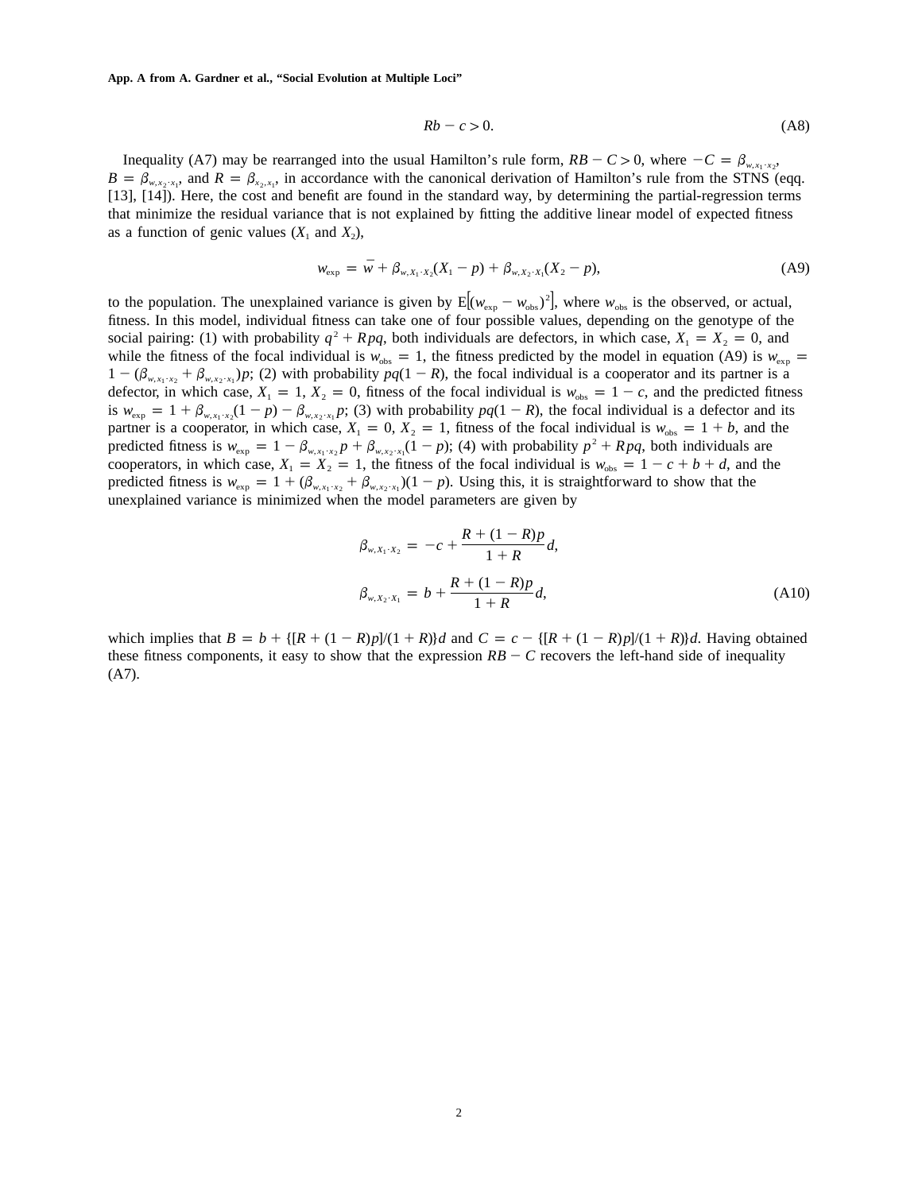$$Rb - c > 0. \tag{A8}$$

Inequality (A7) may be rearranged into the usual Hamilton's rule form, $RB - C > 0$, where $-C = \beta_{w,x_1 \cdot x_2}$, $B = \beta_{w,x_2 \cdot x_1}$, and $R = \beta_{x_2,x_1}$, in accordance with the canonical derivation of Hamilton's rule from the STNS (eqq. [13], [14]). Here, the cost and benefit are found in the standard way, by determining the partial-regression terms that minimize the residual variance that is not explained by fitting the additive linear model of expected fitness as a function of genic values ($X_1$ and $X_2$),

$$w_{\text{exp}} = \bar{w} + \beta_{w,X_1 \cdot X_2}(X_1 - p) + \beta_{w,X_2 \cdot X_1}(X_2 - p), \tag{A9}$$

to the population. The unexplained variance is given by $\text{E}[(w_{\text{exp}} - w_{\text{obs}})^2]$, where $w_{\text{obs}}$ is the observed, or actual, fitness. In this model, individual fitness can take one of four possible values, depending on the genotype of the social pairing: (1) with probability $q^2 + Rpq$, both individuals are defectors, in which case, $X_1 = X_2 = 0$, and while the fitness of the focal individual is $w_{\text{obs}} = 1$, the fitness predicted by the model in equation (A9) is $w_{\text{exp}} = 1 - (\beta_{w,x_1 \cdot x_2} + \beta_{w,x_2 \cdot x_1})p$; (2) with probability $pq(1 - R)$, the focal individual is a cooperator and its partner is a defector, in which case, $X_1 = 1$, $X_2 = 0$, fitness of the focal individual is $w_{\text{obs}} = 1 - c$, and the predicted fitness is $w_{\text{exp}} = 1 + \beta_{w,x_1 \cdot x_2}(1 - p) - \beta_{w,x_2 \cdot x_1}p$; (3) with probability $pq(1 - R)$, the focal individual is a defector and its partner is a cooperator, in which case, $X_1 = 0$, $X_2 = 1$, fitness of the focal individual is $w_{\text{obs}} = 1 + b$, and the predicted fitness is $w_{\text{exp}} = 1 - \beta_{w,x_1 \cdot x_2}p + \beta_{w,x_2 \cdot x_1}(1 - p)$; (4) with probability $p^2 + Rpq$, both individuals are cooperators, in which case, $X_1 = X_2 = 1$, the fitness of the focal individual is $w_{\text{obs}} = 1 - c + b + d$, and the predicted fitness is $w_{\text{exp}} = 1 + (\beta_{w,x_1 \cdot x_2} + \beta_{w,x_2 \cdot x_1})(1 - p)$. Using this, it is straightforward to show that the unexplained variance is minimized when the model parameters are given by

$$\beta_{w,X_1 \cdot X_2} = -c + \frac{R + (1 - R)p}{1 + R}d,$$

$$\beta_{w,X_2 \cdot X_1} = b + \frac{R + (1 - R)p}{1 + R}d, \tag{A10}$$

which implies that $B = b + \{[R + (1 - R)p]/(1 + R)\}d$ and $C = c - \{[R + (1 - R)p]/(1 + R)\}d$. Having obtained these fitness components, it easy to show that the expression $RB - C$ recovers the left-hand side of inequality (A7).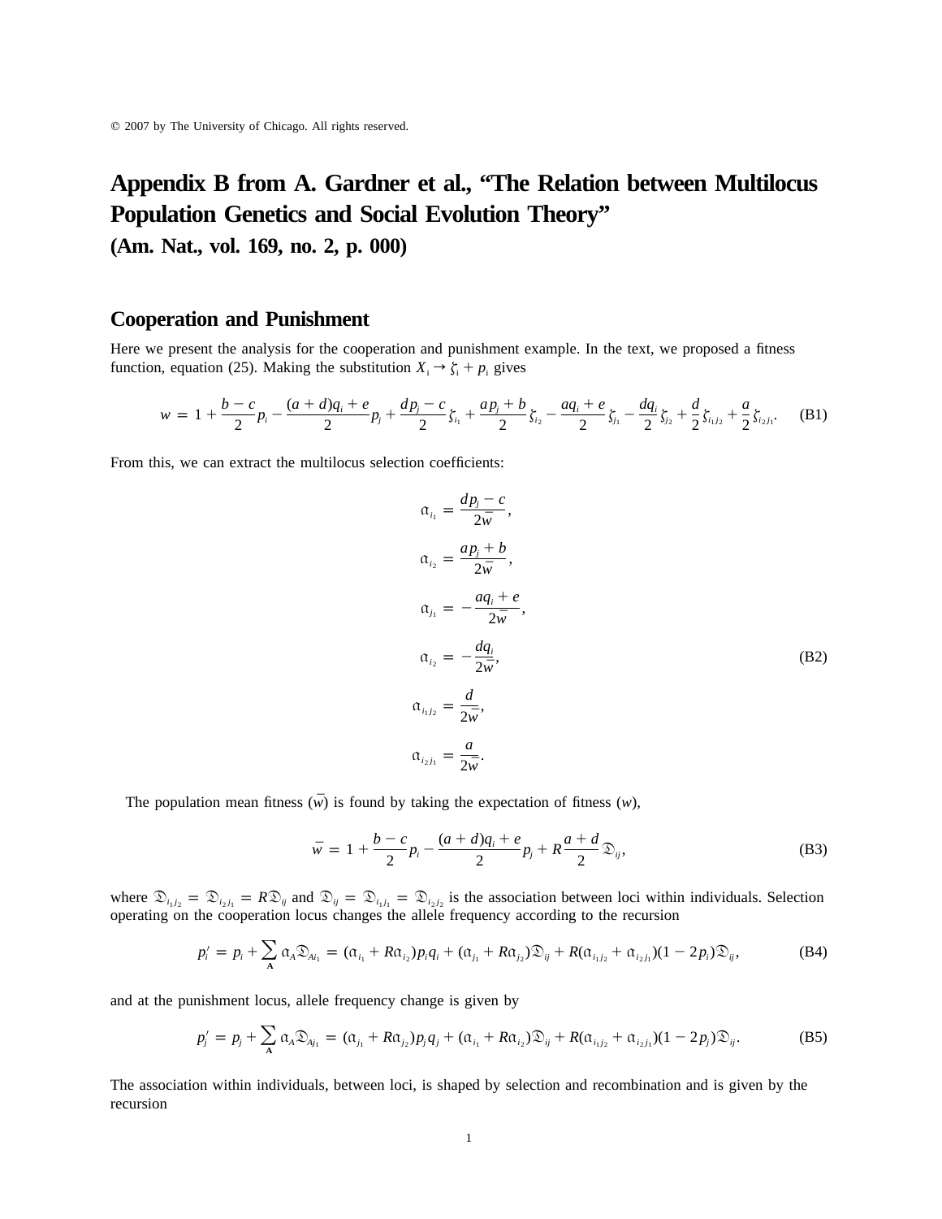© 2007 by The University of Chicago. All rights reserved.

# Appendix B from A. Gardner et al., "The Relation between Multilocus Population Genetics and Social Evolution Theory"

**(Am. Nat., vol. 169, no. 2, p. 000)**

## Cooperation and Punishment

Here we present the analysis for the cooperation and punishment example. In the text, we proposed a fitness function, equation (25). Making the substitution $X_i \rightarrow \zeta_i + p_i$ gives

$$w = 1 + \frac{b-c}{2}p_i - \frac{(a+d)q_i + e}{2}p_j + \frac{dp_j - c}{2}\zeta_{i_1} + \frac{ap_j + b}{2}\zeta_{i_2} - \frac{aq_i + e}{2}\zeta_{j_1} - \frac{dq_i}{2}\zeta_{j_2} + \frac{d}{2}\zeta_{i_1j_2} + \frac{a}{2}\zeta_{i_2j_1}. \tag{B1}$$

From this, we can extract the multilocus selection coefficients:

$$\begin{aligned}
\alpha_{i_1} &= \frac{dp_j - c}{2\bar{w}}, \\
\alpha_{i_2} &= \frac{ap_j + b}{2\bar{w}}, \\
\alpha_{j_1} &= -\frac{aq_i + e}{2\bar{w}}, \\
\alpha_{i_2} &= -\frac{dq_i}{2\bar{w}}, \\
\alpha_{i_1j_2} &= \frac{d}{2\bar{w}}, \\
\alpha_{i_2j_1} &= \frac{a}{2\bar{w}}.
\end{aligned} \tag{B2}$$

The population mean fitness ($\bar{w}$) is found by taking the expectation of fitness ($w$),

$$\bar{w} = 1 + \frac{b-c}{2}p_i - \frac{(a+d)q_i + e}{2}p_j + R\frac{a+d}{2}\mathfrak{D}_{ij}, \tag{B3}$$

where $\mathfrak{D}_{i_1j_2} = \mathfrak{D}_{i_2j_1} = R\mathfrak{D}_{ij}$ and $\mathfrak{D}_{ij} = \mathfrak{D}_{i_1j_1} = \mathfrak{D}_{i_2j_2}$ is the association between loci within individuals. Selection operating on the cooperation locus changes the allele frequency according to the recursion

$$p_i' = p_i + \sum_{\mathbf{A}} \alpha_A \mathfrak{D}_{Ai_1} = (\alpha_{i_1} + R\alpha_{i_2})p_i q_i + (\alpha_{j_1} + R\alpha_{j_2})\mathfrak{D}_{ij} + R(\alpha_{i_1j_2} + \alpha_{i_2j_1})(1 - 2p_i)\mathfrak{D}_{ij}, \tag{B4}$$

and at the punishment locus, allele frequency change is given by

$$p_j' = p_j + \sum_{\mathbf{A}} \alpha_A \mathfrak{D}_{Aj_1} = (\alpha_{j_1} + R\alpha_{j_2})p_j q_j + (\alpha_{i_1} + R\alpha_{i_2})\mathfrak{D}_{ij} + R(\alpha_{i_1j_2} + \alpha_{i_2j_1})(1 - 2p_j)\mathfrak{D}_{ij}. \tag{B5}$$

The association within individuals, between loci, is shaped by selection and recombination and is given by the recursion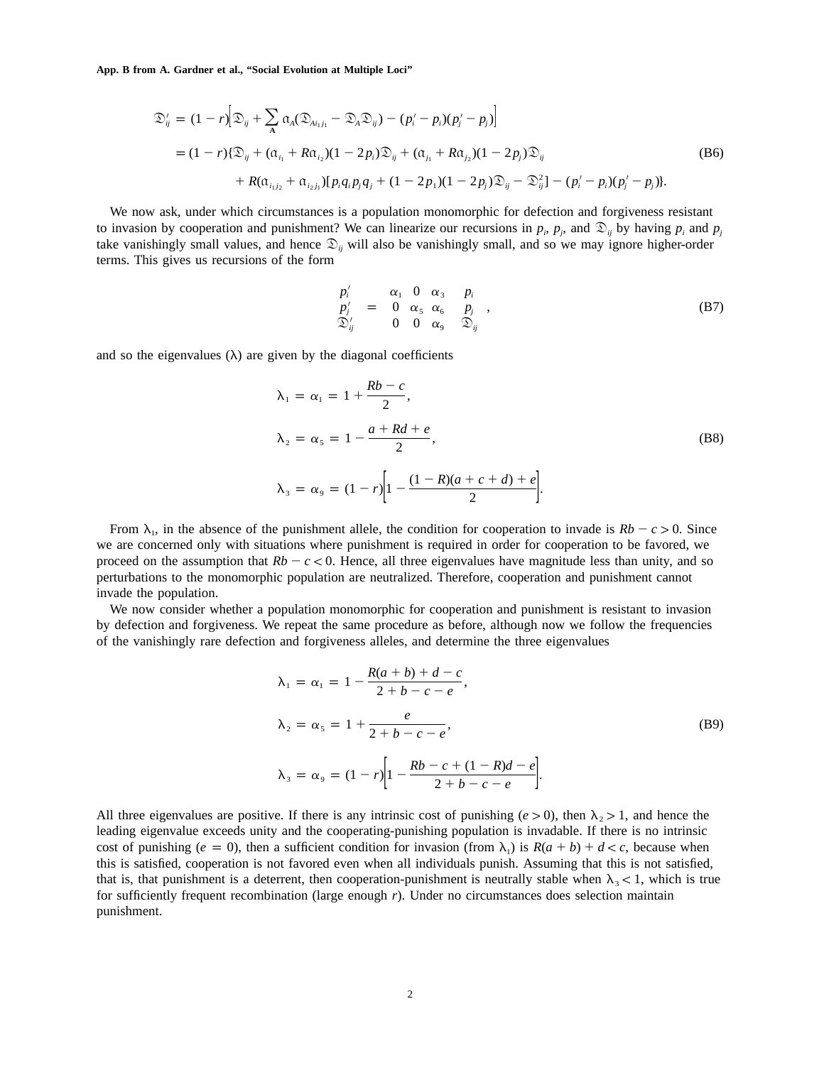$$
\begin{aligned}
\mathfrak{D}'_{ij} &= (1-r)\Big[\mathfrak{D}_{ij} + \sum_{\mathbf{A}} \alpha_A(\mathfrak{D}_{Ai_1j_1} - \mathfrak{D}_A\mathfrak{D}_{ij}) - (p'_i - p_i)(p'_j - p_j)\Big] \\
&= (1-r)\{\mathfrak{D}_{ij} + (\alpha_{i_1} + R\alpha_{i_2})(1-2p_i)\mathfrak{D}_{ij} + (\alpha_{j_1} + R\alpha_{j_2})(1-2p_j)\mathfrak{D}_{ij} \\
&\quad + R(\alpha_{i_1j_2} + \alpha_{i_2j_1})[p_iq_ip_jq_j + (1-2p_1)(1-2p_j)\mathfrak{D}_{ij} - \mathfrak{D}_{ij}^2] - (p'_i - p_i)(p'_j - p_j)\}.
\end{aligned}
\tag{B6}
$$

We now ask, under which circumstances is a population monomorphic for defection and forgiveness resistant to invasion by cooperation and punishment? We can linearize our recursions in $p_i$, $p_j$, and $\mathfrak{D}_{ij}$ by having $p_i$ and $p_j$ take vanishingly small values, and hence $\mathfrak{D}_{ij}$ will also be vanishingly small, and so we may ignore higher-order terms. This gives us recursions of the form

$$
\begin{pmatrix} p'_i \\ p'_j \\ \mathfrak{D}'_{ij} \end{pmatrix} = \begin{pmatrix} \alpha_1 & 0 & \alpha_3 \\ 0 & \alpha_5 & \alpha_6 \\ 0 & 0 & \alpha_9 \end{pmatrix} \begin{pmatrix} p_i \\ p_j \\ \mathfrak{D}_{ij} \end{pmatrix},
\tag{B7}
$$

and so the eigenvalues ($\lambda$) are given by the diagonal coefficients

$$
\begin{aligned}
\lambda_1 &= \alpha_1 = 1 + \frac{Rb - c}{2}, \\
\lambda_2 &= \alpha_5 = 1 - \frac{a + Rd + e}{2}, \\
\lambda_3 &= \alpha_9 = (1-r)\left[1 - \frac{(1-R)(a+c+d) + e}{2}\right].
\end{aligned}
\tag{B8}
$$

From $\lambda_1$, in the absence of the punishment allele, the condition for cooperation to invade is $Rb - c > 0$. Since we are concerned only with situations where punishment is required in order for cooperation to be favored, we proceed on the assumption that $Rb - c < 0$. Hence, all three eigenvalues have magnitude less than unity, and so perturbations to the monomorphic population are neutralized. Therefore, cooperation and punishment cannot invade the population.

We now consider whether a population monomorphic for cooperation and punishment is resistant to invasion by defection and forgiveness. We repeat the same procedure as before, although now we follow the frequencies of the vanishingly rare defection and forgiveness alleles, and determine the three eigenvalues

$$
\begin{aligned}
\lambda_1 &= \alpha_1 = 1 - \frac{R(a+b) + d - c}{2 + b - c - e}, \\
\lambda_2 &= \alpha_5 = 1 + \frac{e}{2 + b - c - e}, \\
\lambda_3 &= \alpha_9 = (1-r)\left[1 - \frac{Rb - c + (1-R)d - e}{2 + b - c - e}\right].
\end{aligned}
\tag{B9}
$$

All three eigenvalues are positive. If there is any intrinsic cost of punishing ($e > 0$), then $\lambda_2 > 1$, and hence the leading eigenvalue exceeds unity and the cooperating-punishing population is invadable. If there is no intrinsic cost of punishing ($e = 0$), then a sufficient condition for invasion (from $\lambda_1$) is $R(a+b) + d < c$, because when this is satisfied, cooperation is not favored even when all individuals punish. Assuming that this is not satisfied, that is, that punishment is a deterrent, then cooperation-punishment is neutrally stable when $\lambda_3 < 1$, which is true for sufficiently frequent recombination (large enough $r$). Under no circumstances does selection maintain punishment.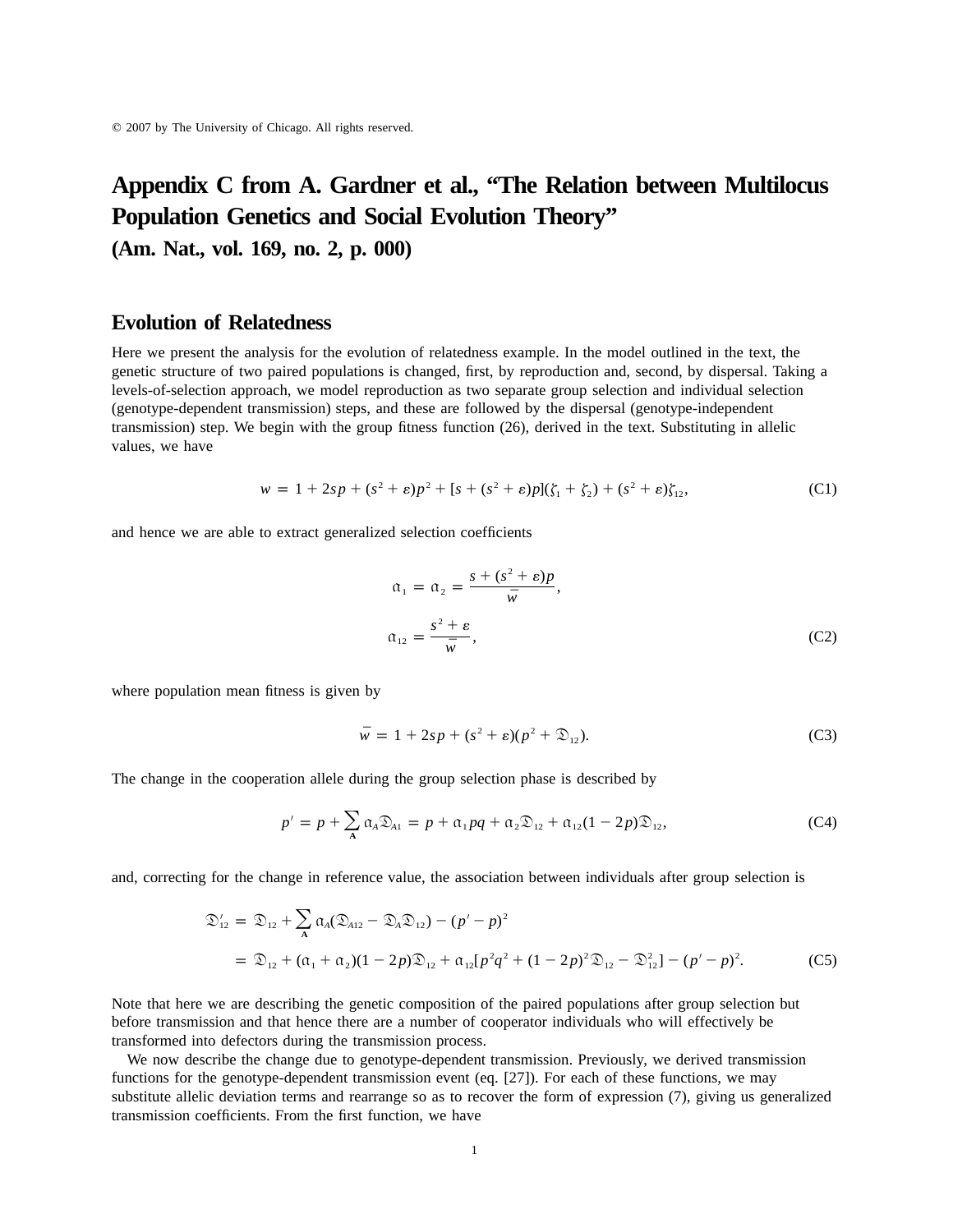© 2007 by The University of Chicago. All rights reserved.

# Appendix C from A. Gardner et al., "The Relation between Multilocus Population Genetics and Social Evolution Theory"

**(Am. Nat., vol. 169, no. 2, p. 000)**

## Evolution of Relatedness

Here we present the analysis for the evolution of relatedness example. In the model outlined in the text, the genetic structure of two paired populations is changed, first, by reproduction and, second, by dispersal. Taking a levels-of-selection approach, we model reproduction as two separate group selection and individual selection (genotype-dependent transmission) steps, and these are followed by the dispersal (genotype-independent transmission) step. We begin with the group fitness function (26), derived in the text. Substituting in allelic values, we have

$$w = 1 + 2sp + (s^2 + \varepsilon)p^2 + [s + (s^2 + \varepsilon)p](\zeta_1 + \zeta_2) + (s^2 + \varepsilon)\zeta_{12}, \tag{C1}$$

and hence we are able to extract generalized selection coefficients

$$\begin{aligned} \mathfrak{a}_1 = \mathfrak{a}_2 &= \frac{s + (s^2 + \varepsilon)p}{\bar{w}}, \\ \mathfrak{a}_{12} &= \frac{s^2 + \varepsilon}{\bar{w}}, \end{aligned} \tag{C2}$$

where population mean fitness is given by

$$\bar{w} = 1 + 2sp + (s^2 + \varepsilon)(p^2 + \mathfrak{D}_{12}). \tag{C3}$$

The change in the cooperation allele during the group selection phase is described by

$$p' = p + \sum_{\mathbf{A}} \mathfrak{a}_A \mathfrak{D}_{A1} = p + \mathfrak{a}_1 pq + \mathfrak{a}_2 \mathfrak{D}_{12} + \mathfrak{a}_{12}(1 - 2p)\mathfrak{D}_{12}, \tag{C4}$$

and, correcting for the change in reference value, the association between individuals after group selection is

$$\begin{aligned} \mathfrak{D}'_{12} &= \mathfrak{D}_{12} + \sum_{\mathbf{A}} \mathfrak{a}_A(\mathfrak{D}_{A12} - \mathfrak{D}_A \mathfrak{D}_{12}) - (p' - p)^2 \\ &= \mathfrak{D}_{12} + (\mathfrak{a}_1 + \mathfrak{a}_2)(1 - 2p)\mathfrak{D}_{12} + \mathfrak{a}_{12}[p^2q^2 + (1 - 2p)^2\mathfrak{D}_{12} - \mathfrak{D}_{12}^2] - (p' - p)^2. \end{aligned} \tag{C5}$$

Note that here we are describing the genetic composition of the paired populations after group selection but before transmission and that hence there are a number of cooperator individuals who will effectively be transformed into defectors during the transmission process.

We now describe the change due to genotype-dependent transmission. Previously, we derived transmission functions for the genotype-dependent transmission event (eq. [27]). For each of these functions, we may substitute allelic deviation terms and rearrange so as to recover the form of expression (7), giving us generalized transmission coefficients. From the first function, we have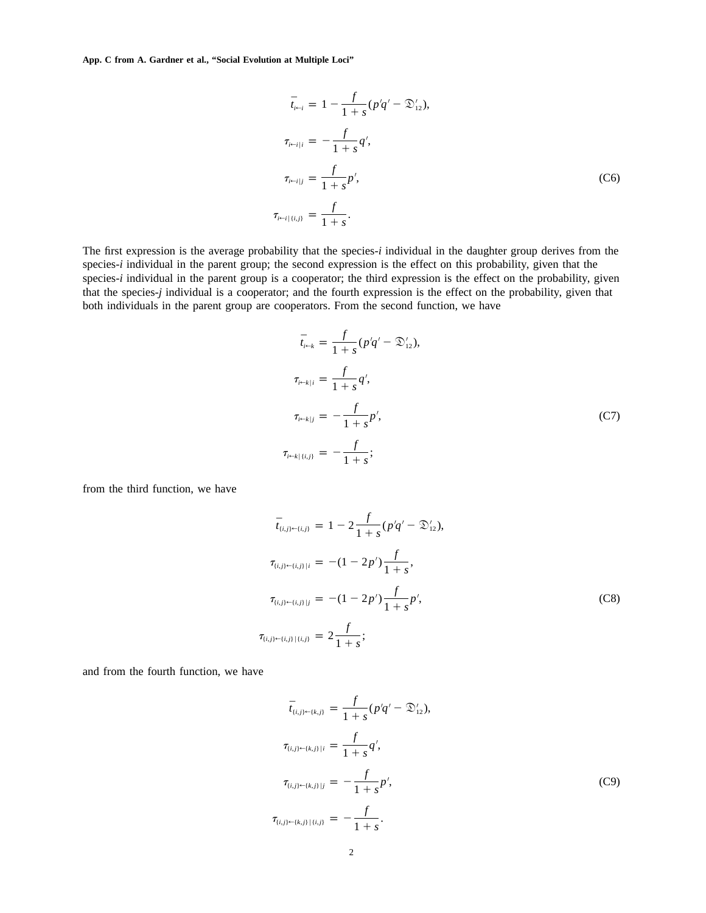$$
\begin{aligned}
\bar{t}_{i \leftarrow i} &= 1 - \frac{f}{1+s}(p'q' - \mathfrak{D}'_{12}), \\
\tau_{i \leftarrow i\,|\,i} &= -\frac{f}{1+s}q', \\
\tau_{i \leftarrow i\,|\,j} &= \frac{f}{1+s}p', \\
\tau_{i \leftarrow i\,|\,\{i,j\}} &= \frac{f}{1+s}.
\end{aligned}
\tag{C6}
$$

The first expression is the average probability that the species-*i* individual in the daughter group derives from the species-*i* individual in the parent group; the second expression is the effect on this probability, given that the species-*i* individual in the parent group is a cooperator; the third expression is the effect on the probability, given that the species-*j* individual is a cooperator; and the fourth expression is the effect on the probability, given that both individuals in the parent group are cooperators. From the second function, we have

$$
\begin{aligned}
\bar{t}_{i \leftarrow k} &= \frac{f}{1+s}(p'q' - \mathfrak{D}'_{12}), \\
\tau_{i \leftarrow k\,|\,i} &= \frac{f}{1+s}q', \\
\tau_{i \leftarrow k\,|\,j} &= -\frac{f}{1+s}p', \\
\tau_{i \leftarrow k\,|\,\{i,j\}} &= -\frac{f}{1+s};
\end{aligned}
\tag{C7}
$$

from the third function, we have

$$
\begin{aligned}
\bar{t}_{\{i,j\} \leftarrow \{i,j\}} &= 1 - 2\frac{f}{1+s}(p'q' - \mathfrak{D}'_{12}), \\
\tau_{\{i,j\} \leftarrow \{i,j\}\,|\,i} &= -(1-2p')\frac{f}{1+s}, \\
\tau_{\{i,j\} \leftarrow \{i,j\}\,|\,j} &= -(1-2p')\frac{f}{1+s}p', \\
\tau_{\{i,j\} \leftarrow \{i,j\}\,|\,\{i,j\}} &= 2\frac{f}{1+s};
\end{aligned}
\tag{C8}
$$

and from the fourth function, we have

$$
\begin{aligned}
\bar{t}_{\{i,j\} \leftarrow \{k,j\}} &= \frac{f}{1+s}(p'q' - \mathfrak{D}'_{12}), \\
\tau_{\{i,j\} \leftarrow \{k,j\}\,|\,i} &= \frac{f}{1+s}q', \\
\tau_{\{i,j\} \leftarrow \{k,j\}\,|\,j} &= -\frac{f}{1+s}p', \\
\tau_{\{i,j\} \leftarrow \{k,j\}\,|\,\{i,j\}} &= -\frac{f}{1+s}.
\end{aligned}
\tag{C9}
$$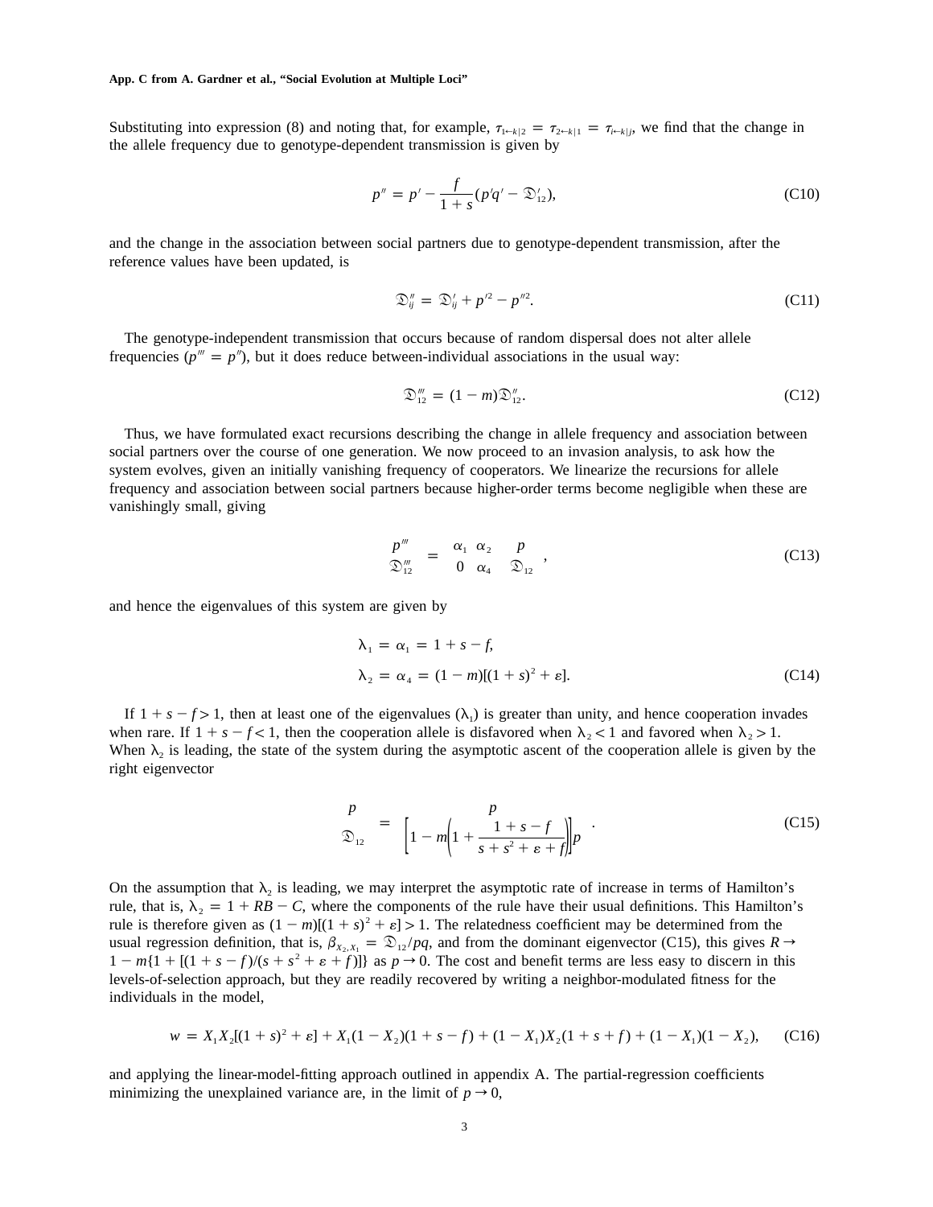Substituting into expression (8) and noting that, for example, $\tau_{1\leftarrow k|2} = \tau_{2\leftarrow k|1} = \tau_{i\leftarrow k|j}$, we find that the change in the allele frequency due to genotype-dependent transmission is given by

$$p'' = p' - \frac{f}{1+s}(p'q' - \mathfrak{D}'_{12}), \tag{C10}$$

and the change in the association between social partners due to genotype-dependent transmission, after the reference values have been updated, is

$$\mathfrak{D}''_{ij} = \mathfrak{D}'_{ij} + p'^2 - p''^2. \tag{C11}$$

The genotype-independent transmission that occurs because of random dispersal does not alter allele frequencies ($p''' = p''$), but it does reduce between-individual associations in the usual way:

$$\mathfrak{D}'''_{12} = (1-m)\mathfrak{D}''_{12}. \tag{C12}$$

Thus, we have formulated exact recursions describing the change in allele frequency and association between social partners over the course of one generation. We now proceed to an invasion analysis, to ask how the system evolves, given an initially vanishing frequency of cooperators. We linearize the recursions for allele frequency and association between social partners because higher-order terms become negligible when these are vanishingly small, giving

$$\begin{pmatrix} p''' \\ \mathfrak{D}'''_{12} \end{pmatrix} = \begin{pmatrix} \alpha_1 & \alpha_2 \\ 0 & \alpha_4 \end{pmatrix} \begin{pmatrix} p \\ \mathfrak{D}_{12} \end{pmatrix}, \tag{C13}$$

and hence the eigenvalues of this system are given by

$$\begin{aligned} \lambda_1 &= \alpha_1 = 1 + s - f, \\ \lambda_2 &= \alpha_4 = (1-m)[(1+s)^2 + \varepsilon]. \end{aligned} \tag{C14}$$

If $1 + s - f > 1$, then at least one of the eigenvalues ($\lambda_1$) is greater than unity, and hence cooperation invades when rare. If $1 + s - f < 1$, then the cooperation allele is disfavored when $\lambda_2 < 1$ and favored when $\lambda_2 > 1$. When $\lambda_2$ is leading, the state of the system during the asymptotic ascent of the cooperation allele is given by the right eigenvector

$$\begin{pmatrix} p \\ \mathfrak{D}_{12} \end{pmatrix} = \begin{pmatrix} p \\ \left[1 - m\left(1 + \dfrac{1+s-f}{s+s^2+\varepsilon+f}\right)\right]p \end{pmatrix}. \tag{C15}$$

On the assumption that $\lambda_2$ is leading, we may interpret the asymptotic rate of increase in terms of Hamilton's rule, that is, $\lambda_2 = 1 + RB - C$, where the components of the rule have their usual definitions. This Hamilton's rule is therefore given as $(1-m)[(1+s)^2 + \varepsilon] > 1$. The relatedness coefficient may be determined from the usual regression definition, that is, $\beta_{X_2,X_1} = \mathfrak{D}_{12}/pq$, and from the dominant eigenvector (C15), this gives $R \to 1 - m\{1 + [(1+s-f)/(s+s^2+\varepsilon+f)]\}$ as $p \to 0$. The cost and benefit terms are less easy to discern in this levels-of-selection approach, but they are readily recovered by writing a neighbor-modulated fitness for the individuals in the model,

$$w = X_1X_2[(1+s)^2 + \varepsilon] + X_1(1-X_2)(1+s-f) + (1-X_1)X_2(1+s+f) + (1-X_1)(1-X_2), \tag{C16}$$

and applying the linear-model-fitting approach outlined in appendix A. The partial-regression coefficients minimizing the unexplained variance are, in the limit of $p \to 0$,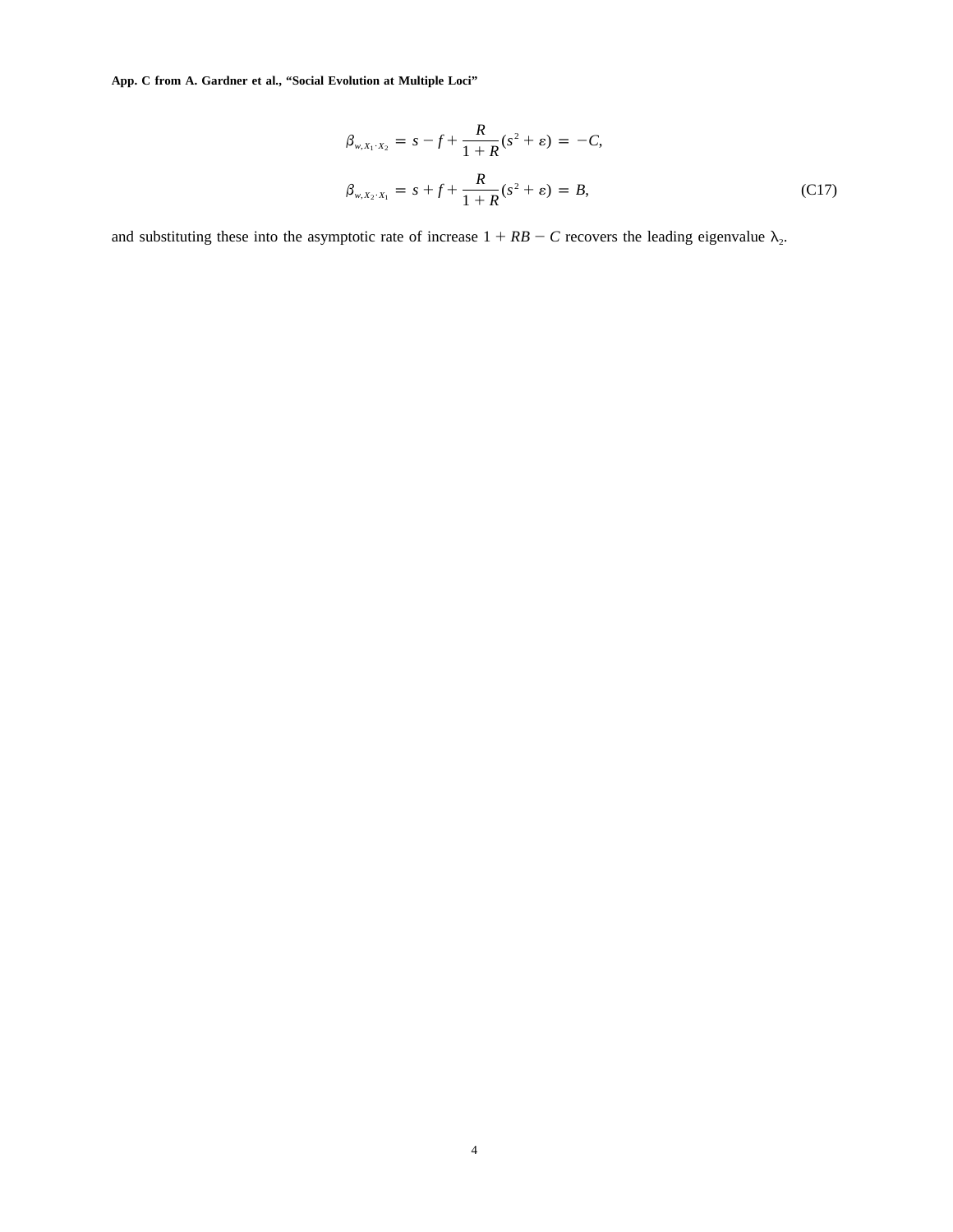$$\beta_{w,X_1 \cdot X_2} = s - f + \frac{R}{1+R}(s^2 + \varepsilon) = -C,$$

$$\beta_{w,X_2 \cdot X_1} = s + f + \frac{R}{1+R}(s^2 + \varepsilon) = B, \tag{C17}$$

and substituting these into the asymptotic rate of increase $1 + RB - C$ recovers the leading eigenvalue $\lambda_2$.